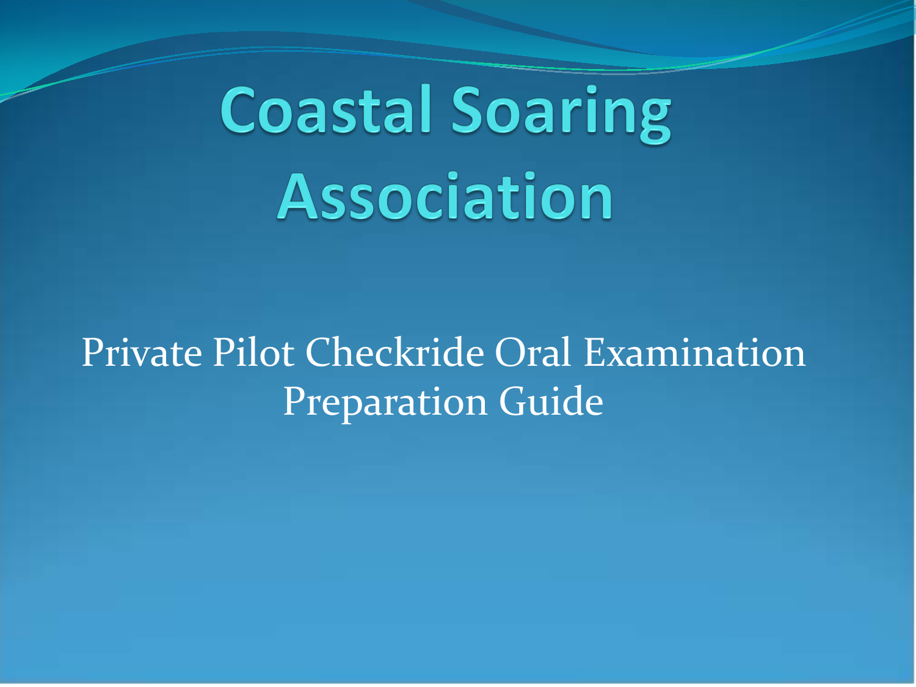# Coastal Soaring Association

Private Pilot Checkride Oral Examination Preparation Guide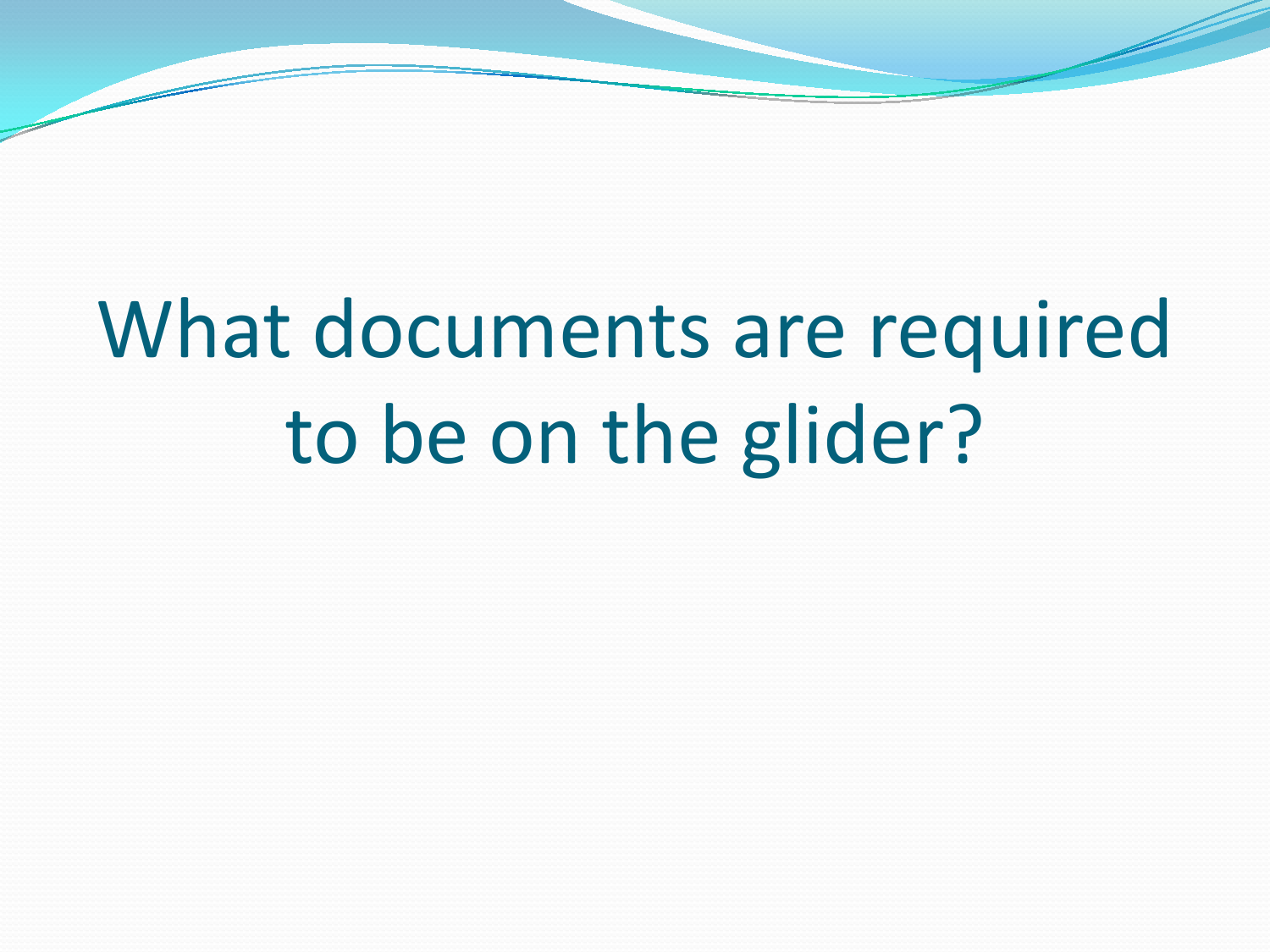# What documents are required to be on the glider?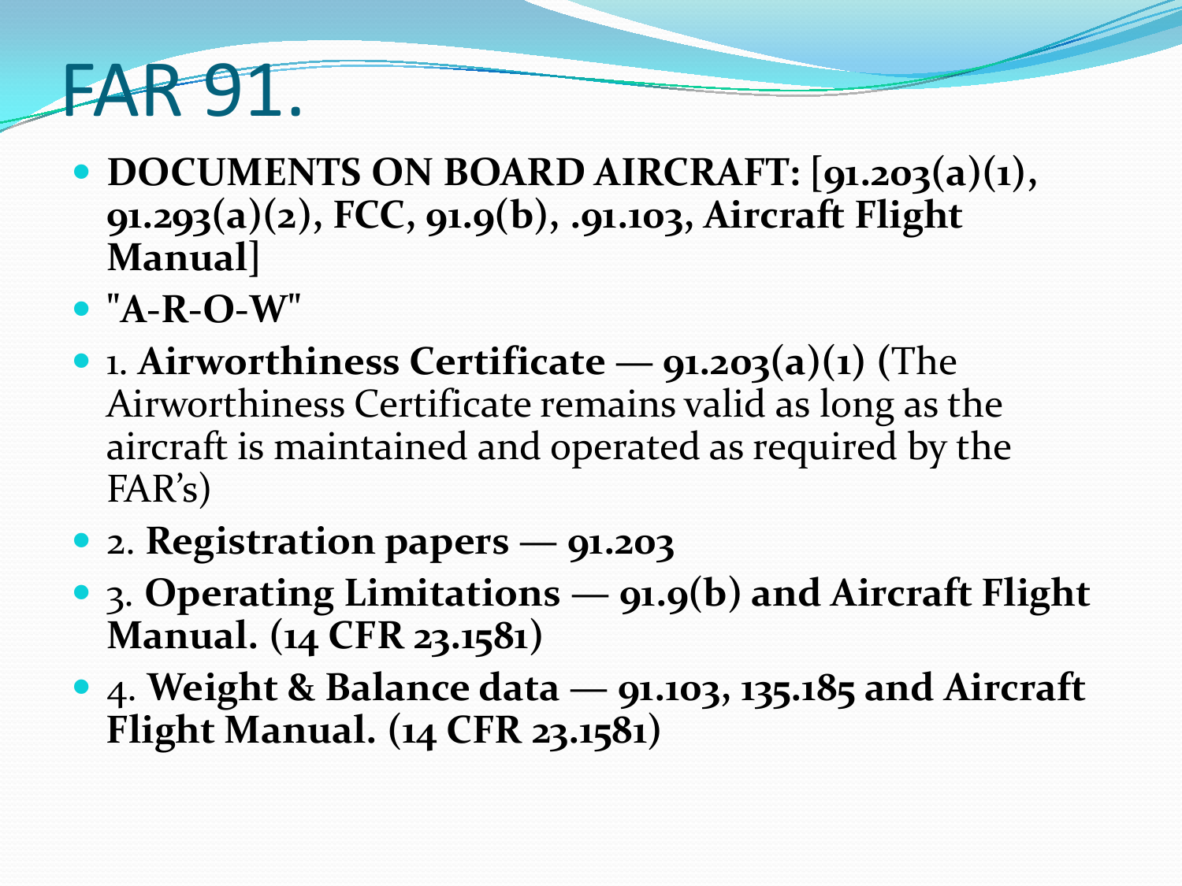# FAR 91.

- **DOCUMENTS ON BOARD AIRCRAFT: [91.203(a)(1), 91.293(a)(2), FCC, 91.9(b), .91.103, Aircraft Flight Manual]**
- **"A-R-O-W"**
- 1. **Airworthiness Certificate — 91.203(a)(1)** (The Airworthiness Certificate remains valid as long as the aircraft is maintained and operated as required by the FAR's)
- 2. **Registration papers — 91.203**
- 3. **Operating Limitations — 91.9(b) and Aircraft Flight Manual. (14 CFR 23.1581)**
- 4. **Weight & Balance data — 91.103, 135.185 and Aircraft Flight Manual. (14 CFR 23.1581)**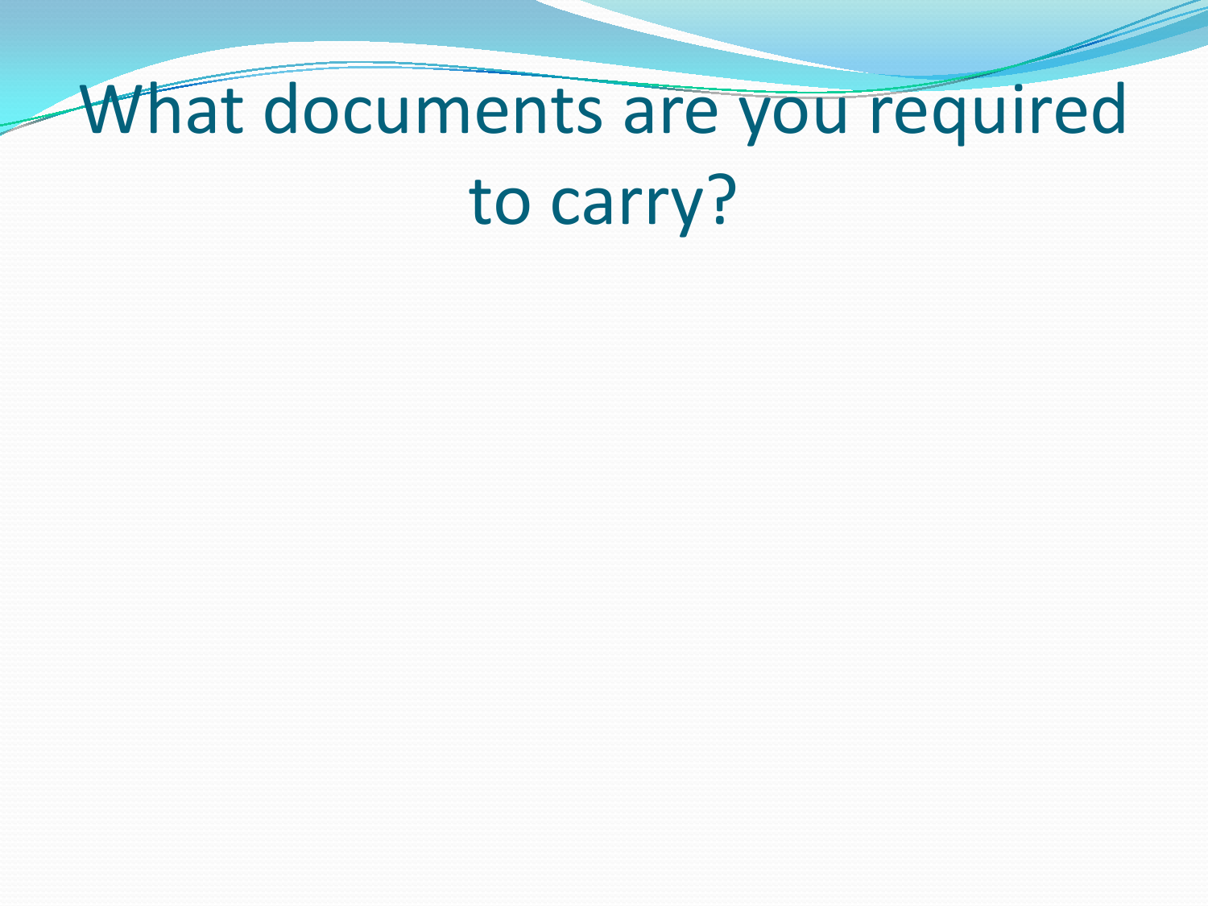# What documents are you required to carry?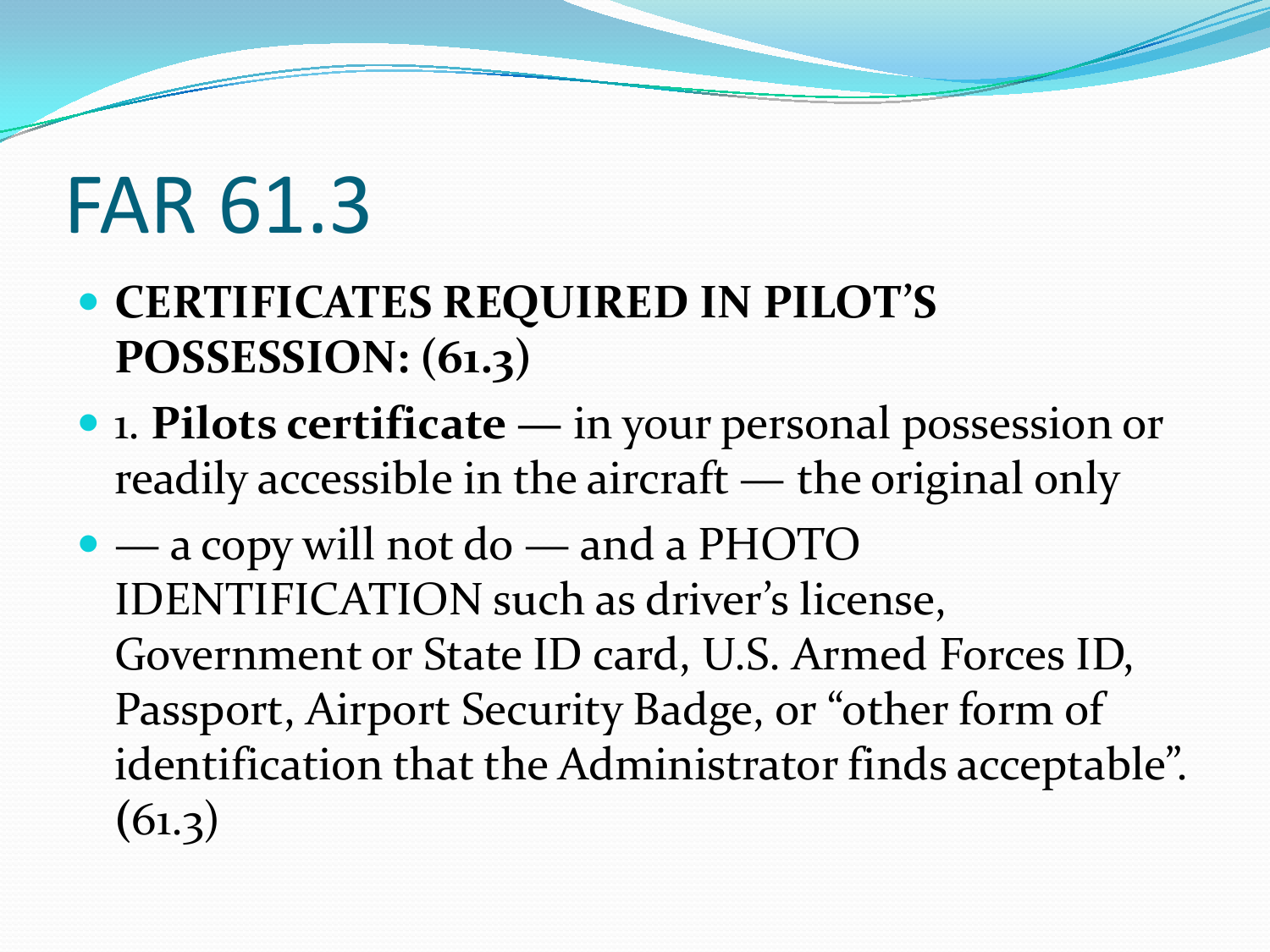# FAR 61.3

- **CERTIFICATES REQUIRED IN PILOT'S POSSESSION: (61.3)**
- 1. **Pilots certificate** — in your personal possession or readily accessible in the aircraft — the original only
- — a copy will not do — and a PHOTO IDENTIFICATION such as driver's license, Government or State ID card, U.S. Armed Forces ID, Passport, Airport Security Badge, or "other form of identification that the Administrator finds acceptable". (61.3)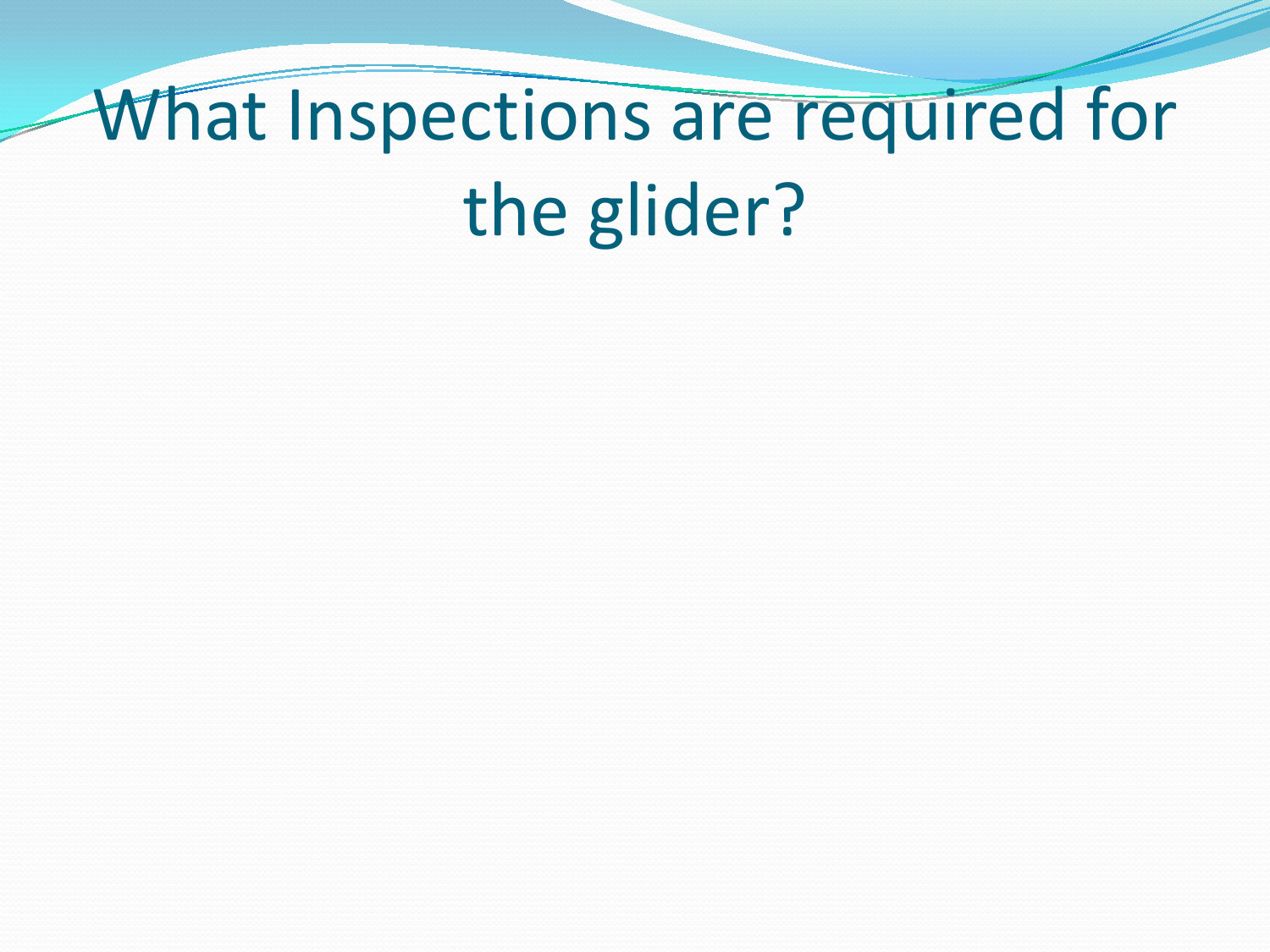# What Inspections are required for the glider?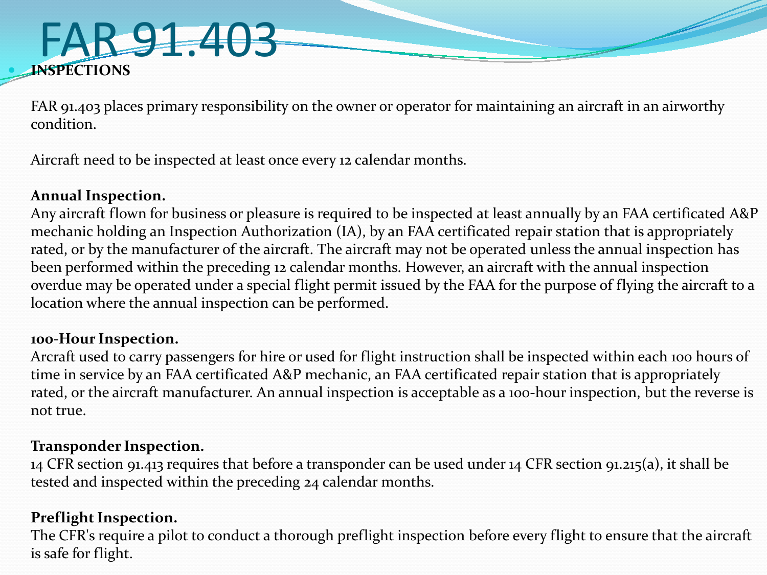# FAR 91.403

- **INSPECTIONS**

FAR 91.403 places primary responsibility on the owner or operator for maintaining an aircraft in an airworthy condition.

Aircraft need to be inspected at least once every 12 calendar months.

**Annual Inspection.**
Any aircraft flown for business or pleasure is required to be inspected at least annually by an FAA certificated A&P mechanic holding an Inspection Authorization (IA), by an FAA certificated repair station that is appropriately rated, or by the manufacturer of the aircraft. The aircraft may not be operated unless the annual inspection has been performed within the preceding 12 calendar months. However, an aircraft with the annual inspection overdue may be operated under a special flight permit issued by the FAA for the purpose of flying the aircraft to a location where the annual inspection can be performed.

**100-Hour Inspection.**
Arcraft used to carry passengers for hire or used for flight instruction shall be inspected within each 100 hours of time in service by an FAA certificated A&P mechanic, an FAA certificated repair station that is appropriately rated, or the aircraft manufacturer. An annual inspection is acceptable as a 100-hour inspection, but the reverse is not true.

**Transponder Inspection.**
14 CFR section 91.413 requires that before a transponder can be used under 14 CFR section 91.215(a), it shall be tested and inspected within the preceding 24 calendar months.

**Preflight Inspection.**
The CFR's require a pilot to conduct a thorough preflight inspection before every flight to ensure that the aircraft is safe for flight.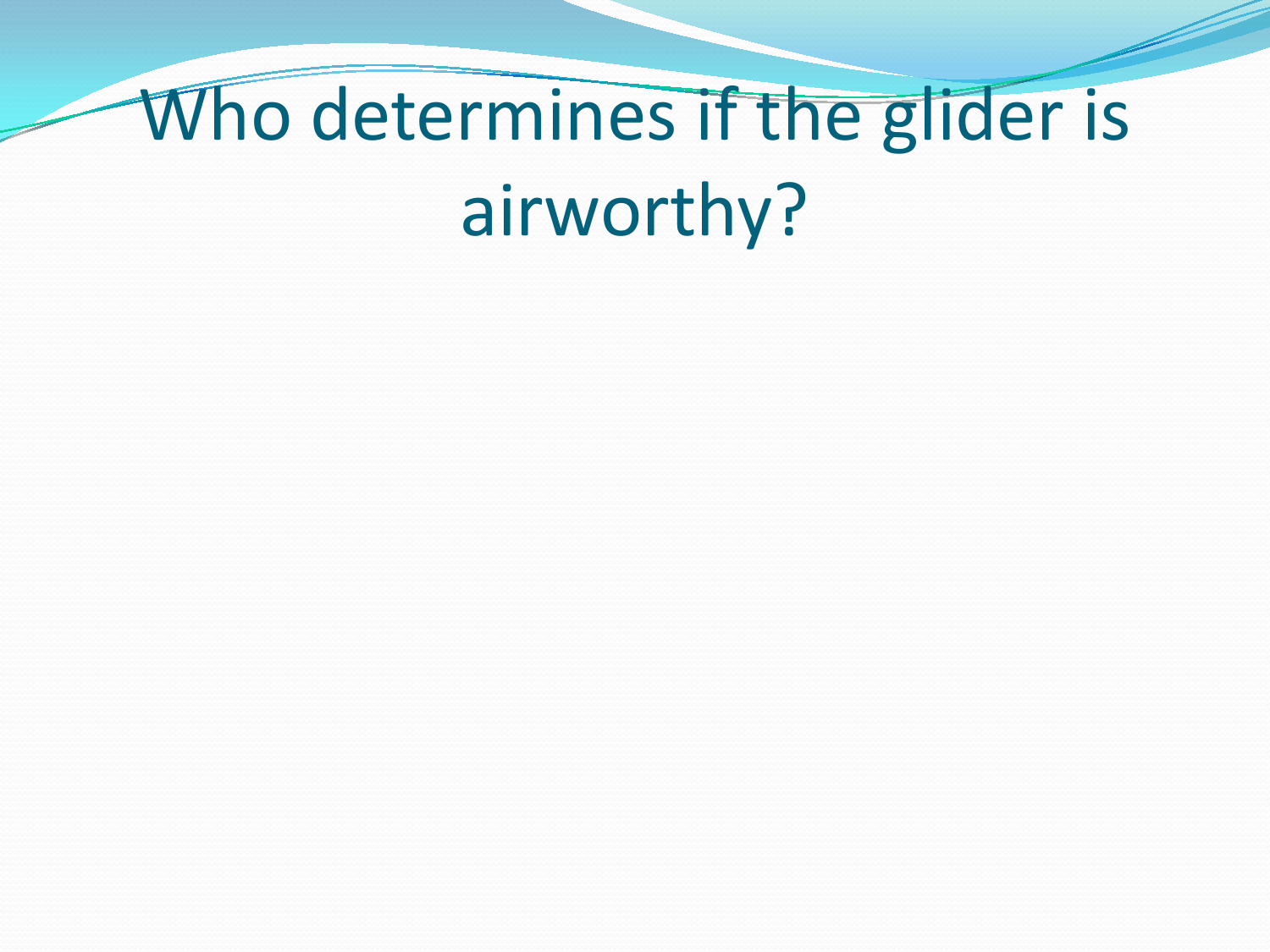# Who determines if the glider is airworthy?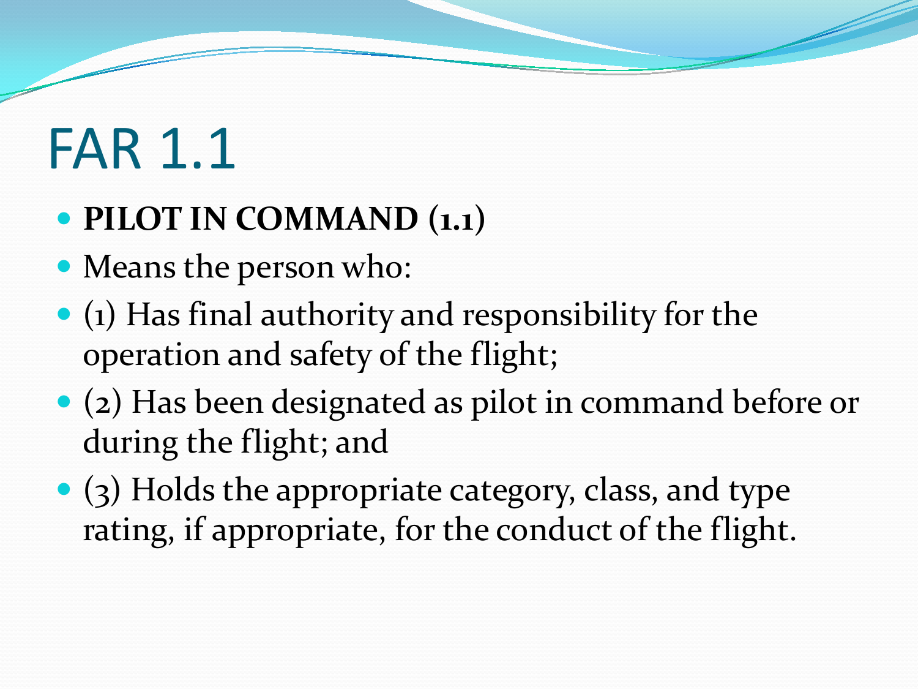# FAR 1.1

- **PILOT IN COMMAND (1.1)**
- Means the person who:
- (1) Has final authority and responsibility for the operation and safety of the flight;
- (2) Has been designated as pilot in command before or during the flight; and
- (3) Holds the appropriate category, class, and type rating, if appropriate, for the conduct of the flight.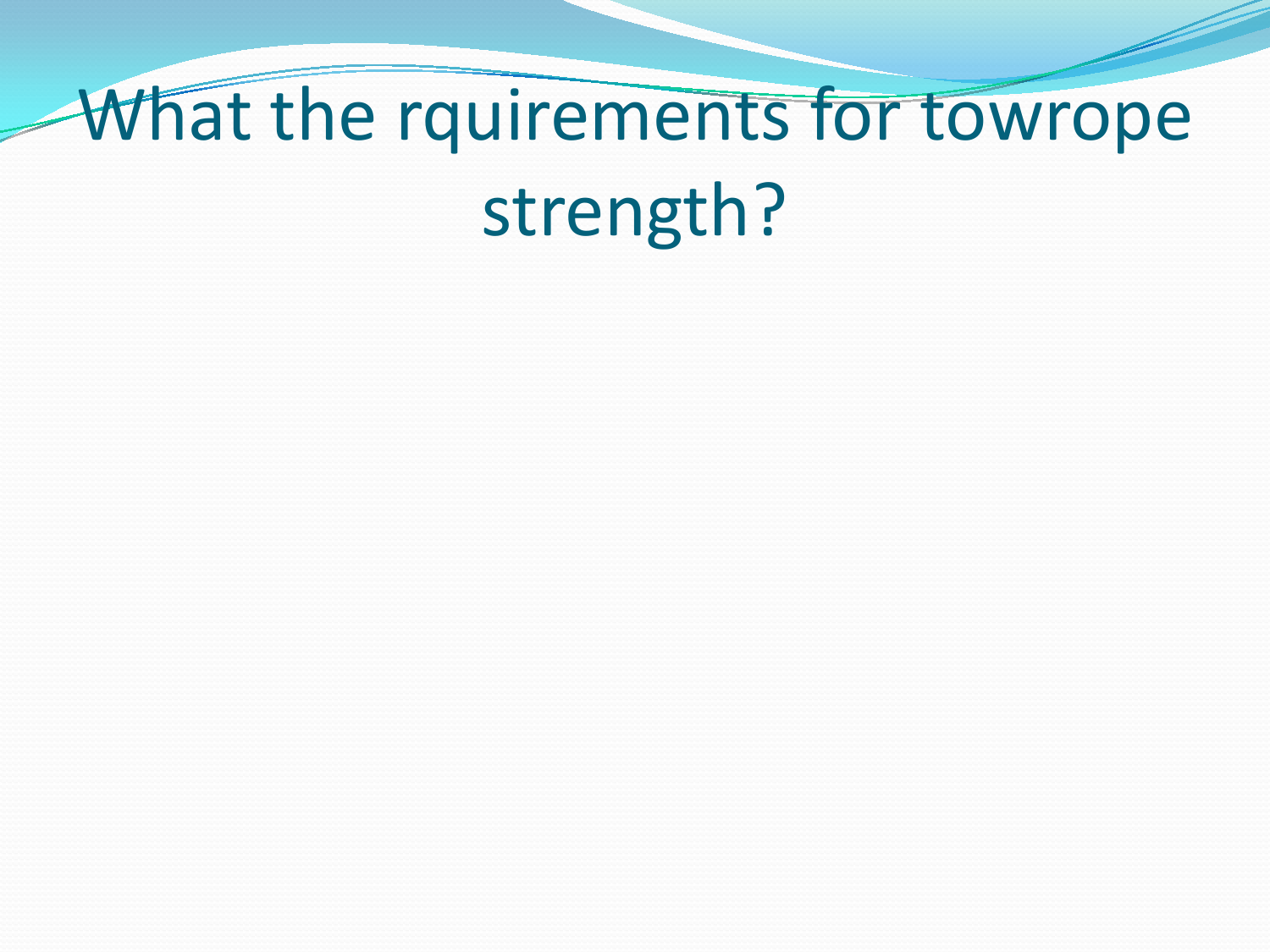# What the rquirements for towrope strength?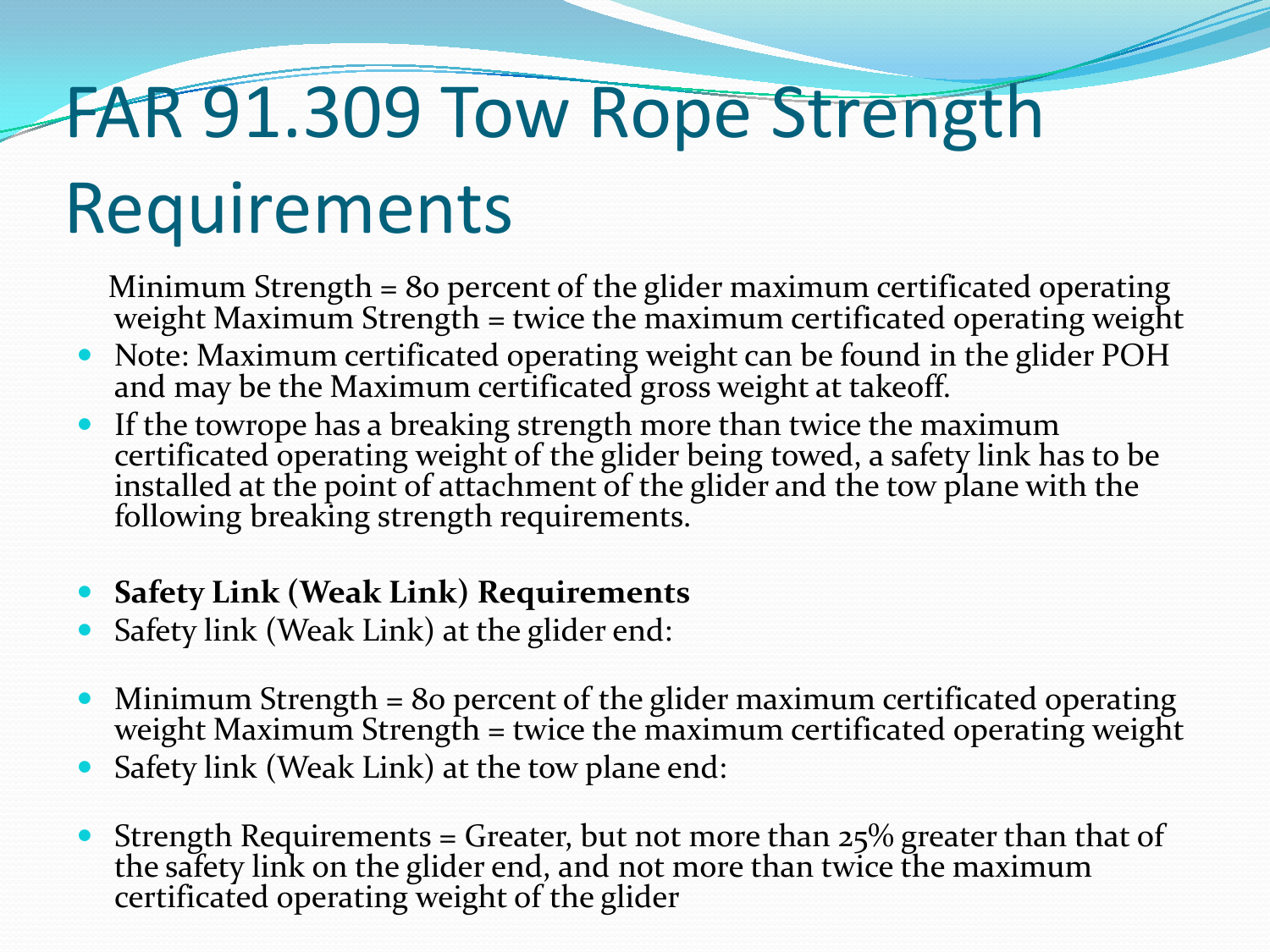# FAR 91.309 Tow Rope Strength Requirements

Minimum Strength = 80 percent of the glider maximum certificated operating weight Maximum Strength = twice the maximum certificated operating weight

- Note: Maximum certificated operating weight can be found in the glider POH and may be the Maximum certificated gross weight at takeoff.
- If the towrope has a breaking strength more than twice the maximum certificated operating weight of the glider being towed, a safety link has to be installed at the point of attachment of the glider and the tow plane with the following breaking strength requirements.

- **Safety Link (Weak Link) Requirements**
- Safety link (Weak Link) at the glider end:

- Minimum Strength = 80 percent of the glider maximum certificated operating weight Maximum Strength = twice the maximum certificated operating weight
- Safety link (Weak Link) at the tow plane end:

- Strength Requirements = Greater, but not more than 25% greater than that of the safety link on the glider end, and not more than twice the maximum certificated operating weight of the glider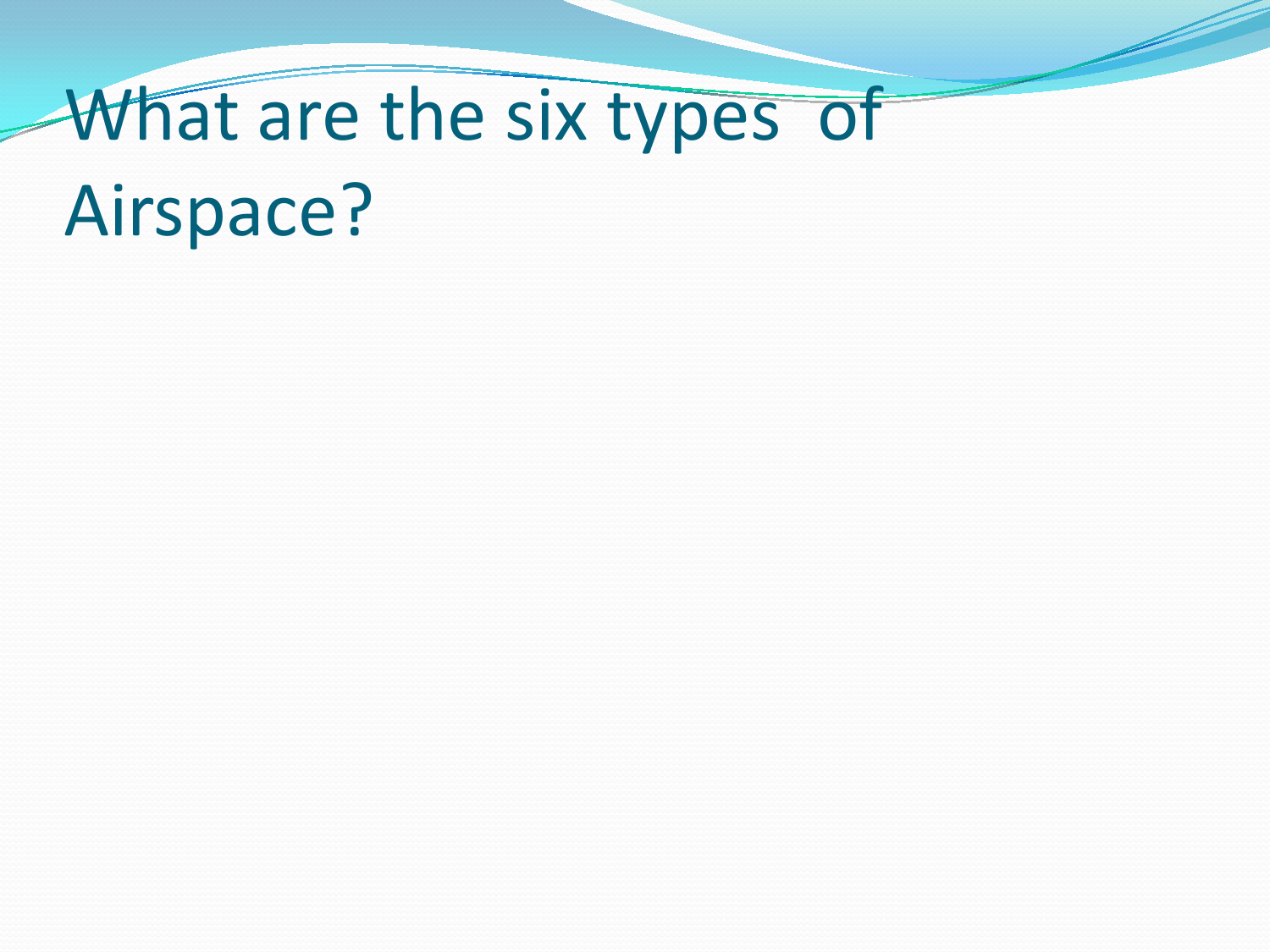# What are the six types of Airspace?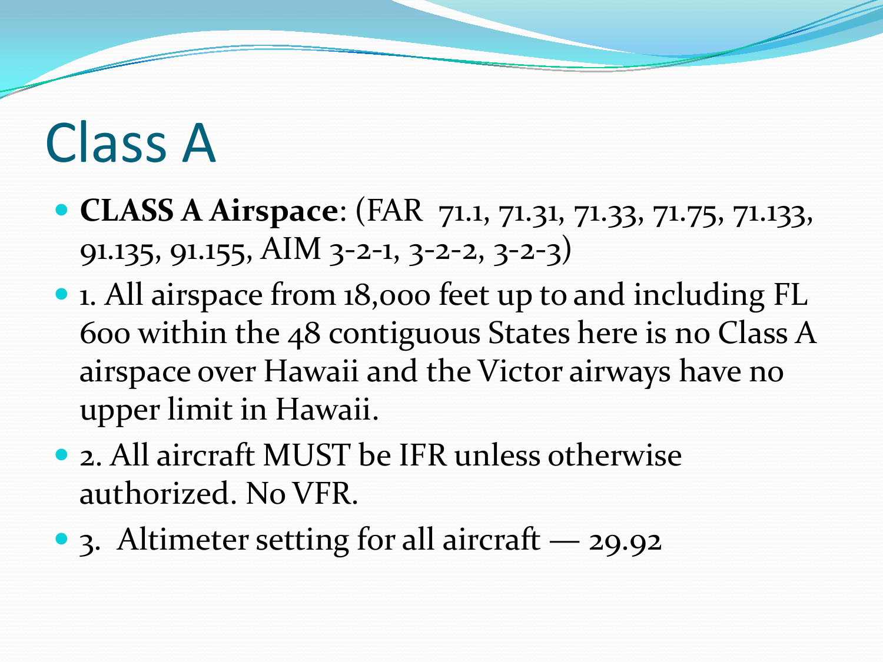# Class A

- **CLASS A Airspace**: (FAR 71.1, 71.31, 71.33, 71.75, 71.133, 91.135, 91.155, AIM 3-2-1, 3-2-2, 3-2-3)
- 1. All airspace from 18,000 feet up to and including FL 600 within the 48 contiguous States here is no Class A airspace over Hawaii and the Victor airways have no upper limit in Hawaii.
- 2. All aircraft MUST be IFR unless otherwise authorized. No VFR.
- 3. Altimeter setting for all aircraft — 29.92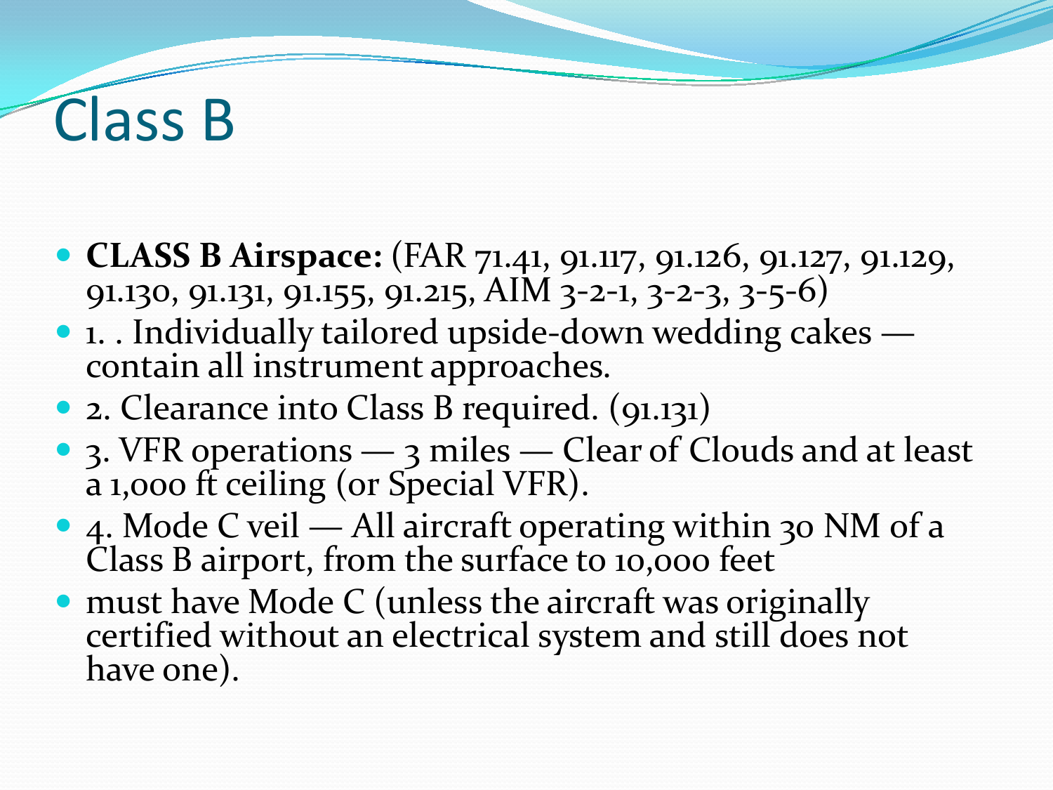# Class B

- **CLASS B Airspace:** (FAR 71.41, 91.117, 91.126, 91.127, 91.129, 91.130, 91.131, 91.155, 91.215, AIM 3-2-1, 3-2-3, 3-5-6)
- 1. . Individually tailored upside-down wedding cakes — contain all instrument approaches.
- 2. Clearance into Class B required. (91.131)
- 3. VFR operations — 3 miles — Clear of Clouds and at least a 1,000 ft ceiling (or Special VFR).
- 4. Mode C veil — All aircraft operating within 30 NM of a Class B airport, from the surface to 10,000 feet
- must have Mode C (unless the aircraft was originally certified without an electrical system and still does not have one).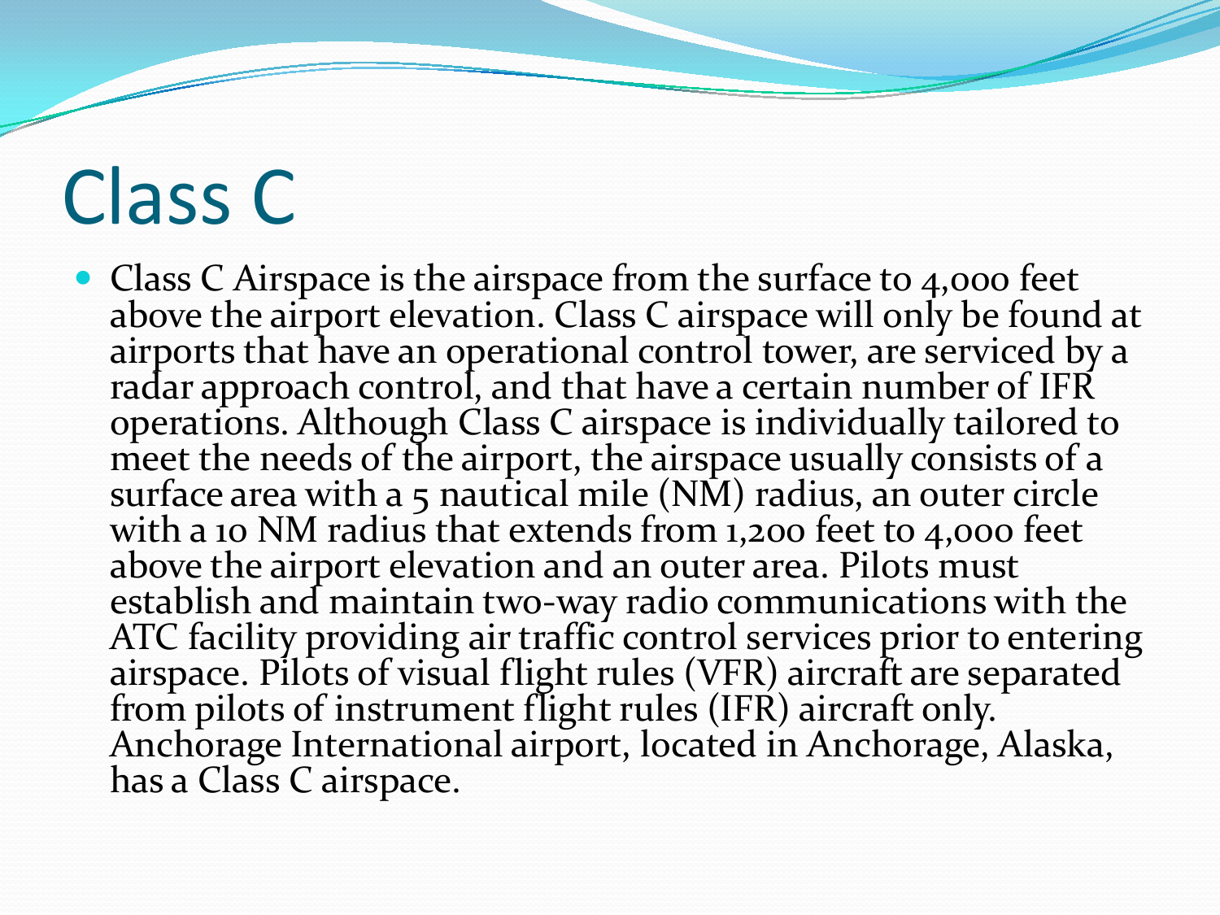# Class C

- Class C Airspace is the airspace from the surface to 4,000 feet above the airport elevation. Class C airspace will only be found at airports that have an operational control tower, are serviced by a radar approach control, and that have a certain number of IFR operations. Although Class C airspace is individually tailored to meet the needs of the airport, the airspace usually consists of a surface area with a 5 nautical mile (NM) radius, an outer circle with a 10 NM radius that extends from 1,200 feet to 4,000 feet above the airport elevation and an outer area. Pilots must establish and maintain two-way radio communications with the ATC facility providing air traffic control services prior to entering airspace. Pilots of visual flight rules (VFR) aircraft are separated from pilots of instrument flight rules (IFR) aircraft only. Anchorage International airport, located in Anchorage, Alaska, has a Class C airspace.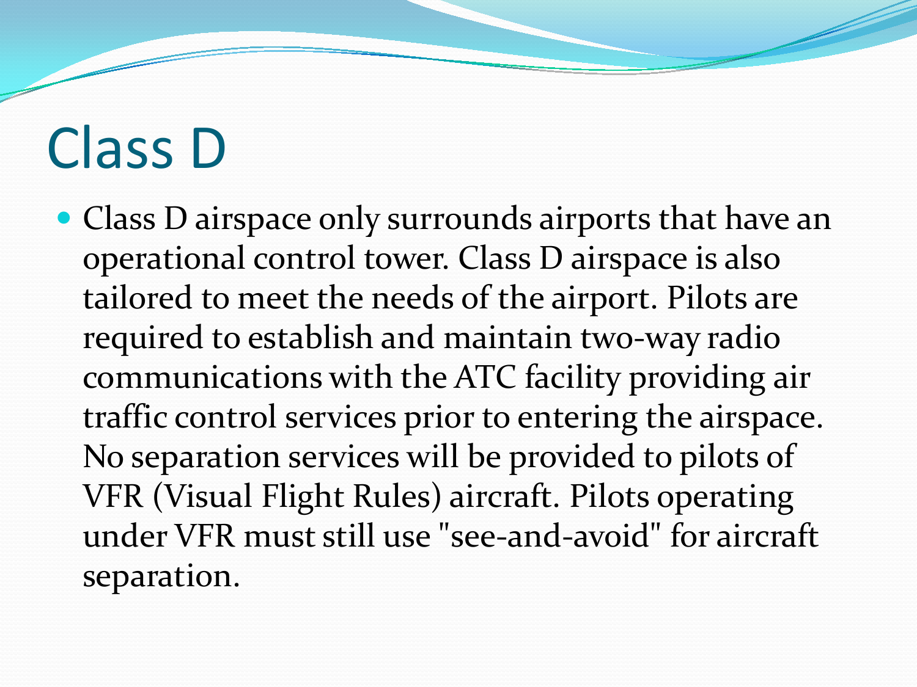# Class D

- Class D airspace only surrounds airports that have an operational control tower. Class D airspace is also tailored to meet the needs of the airport. Pilots are required to establish and maintain two-way radio communications with the ATC facility providing air traffic control services prior to entering the airspace. No separation services will be provided to pilots of VFR (Visual Flight Rules) aircraft. Pilots operating under VFR must still use "see-and-avoid" for aircraft separation.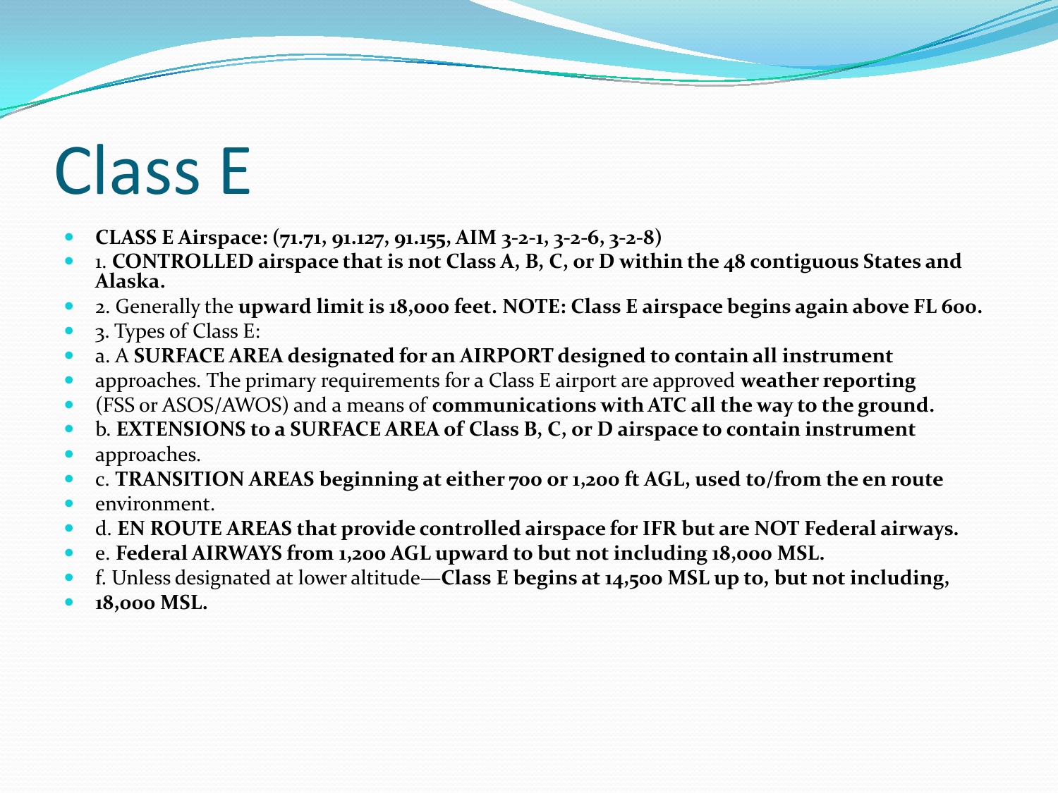# Class E

- **CLASS E Airspace: (71.71, 91.127, 91.155, AIM 3-2-1, 3-2-6, 3-2-8)**
- 1. **CONTROLLED airspace that is not Class A, B, C, or D within the 48 contiguous States and Alaska.**
- 2. Generally the **upward limit is 18,000 feet. NOTE: Class E airspace begins again above FL 600.**
- 3. Types of Class E:
- a. A **SURFACE AREA designated for an AIRPORT designed to contain all instrument**
- approaches. The primary requirements for a Class E airport are approved **weather reporting**
- (FSS or ASOS/AWOS) and a means of **communications with ATC all the way to the ground.**
- b. **EXTENSIONS to a SURFACE AREA of Class B, C, or D airspace to contain instrument**
- approaches.
- c. **TRANSITION AREAS beginning at either 700 or 1,200 ft AGL, used to/from the en route**
- environment.
- d. **EN ROUTE AREAS that provide controlled airspace for IFR but are NOT Federal airways.**
- e. **Federal AIRWAYS from 1,200 AGL upward to but not including 18,000 MSL.**
- f. Unless designated at lower altitude—**Class E begins at 14,500 MSL up to, but not including,**
- **18,000 MSL.**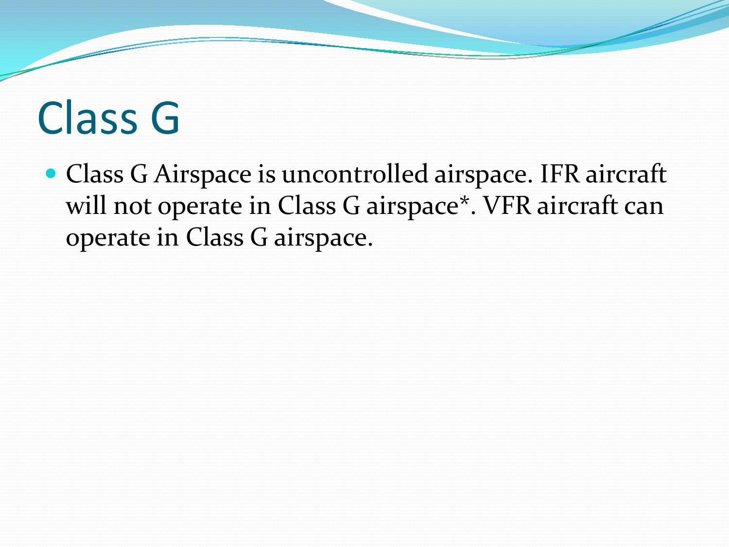# Class G

- Class G Airspace is uncontrolled airspace. IFR aircraft will not operate in Class G airspace*. VFR aircraft can operate in Class G airspace.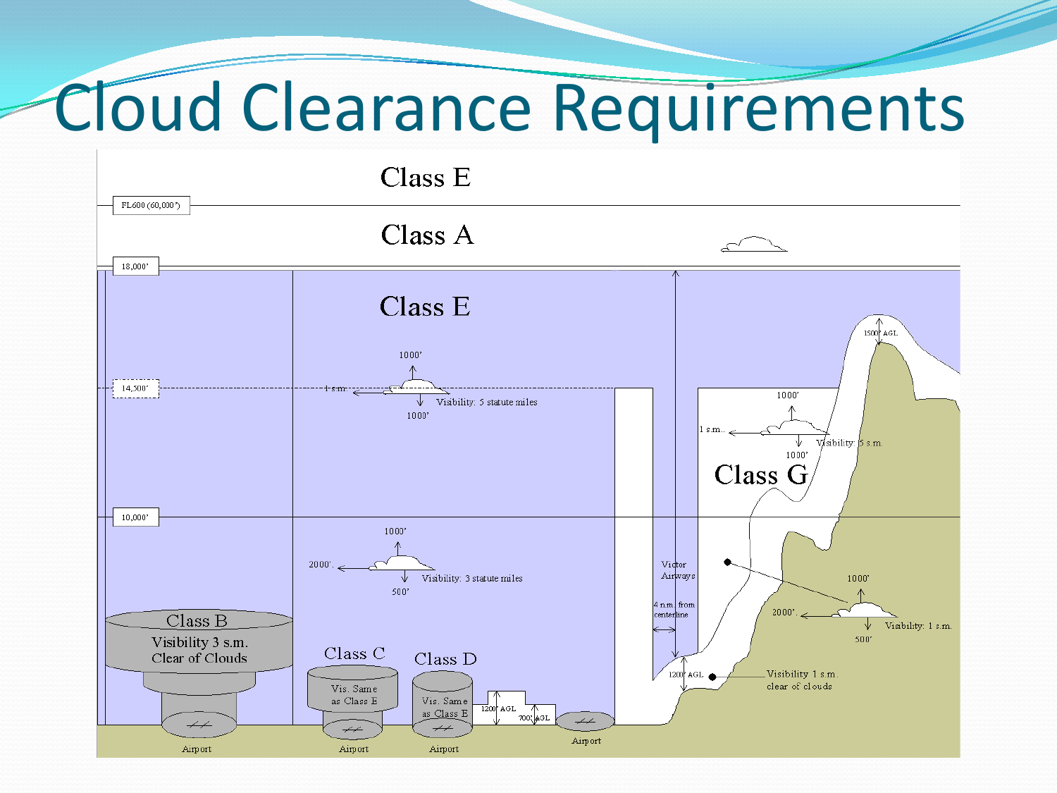# Cloud Clearance Requirements

Class E

FL600 (60,000')

Class A

18,000'

Class E

1000'

14,500'

1 s.m.

Visibility: 5 statute miles

1000'

1000'

1 s.m.

Visibility: 5 s.m.

1000'

1500' AGL

Class G

10,000'

1000'

2000'

Visibility: 3 statute miles

500'

Victor Airways

4 n.m. from centerline

1000'

2000'

Visibility: 1 s.m.

500'

Class B

Visibility 3 s.m.
Clear of Clouds

Class C

Vis. Same as Class E

Class D

Vis. Same as Class E

1200' AGL

700' AGL

1200' AGL

Visibility 1 s.m.
clear of clouds

Airport

Airport

Airport

Airport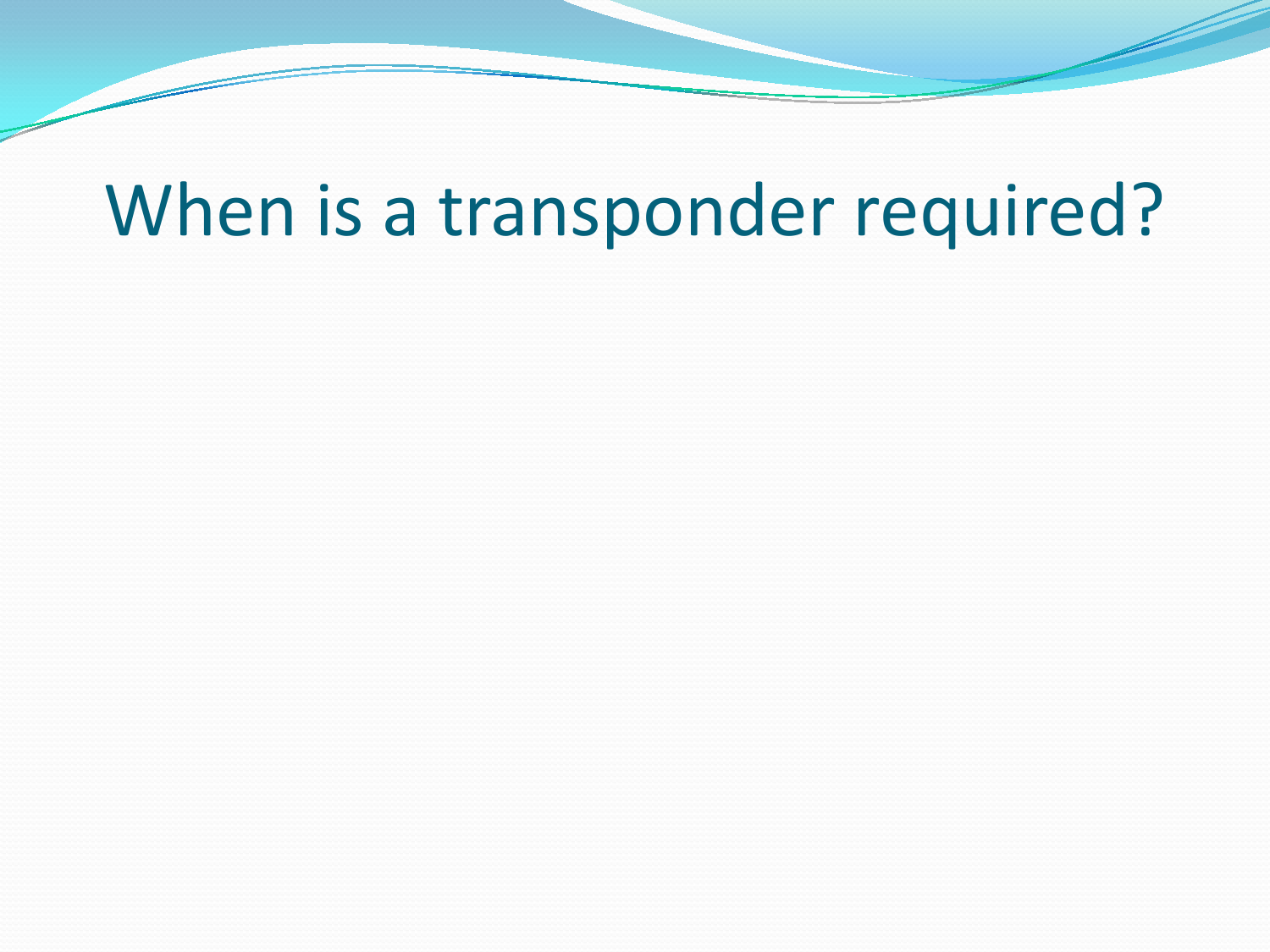# When is a transponder required?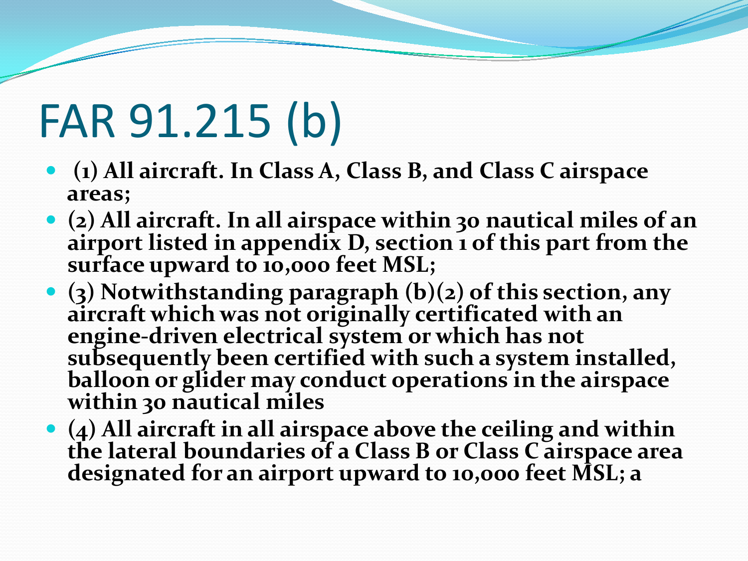# FAR 91.215 (b)

- **(1) All aircraft. In Class A, Class B, and Class C airspace areas;**
- **(2) All aircraft. In all airspace within 30 nautical miles of an airport listed in appendix D, section 1 of this part from the surface upward to 10,000 feet MSL;**
- **(3) Notwithstanding paragraph (b)(2) of this section, any aircraft which was not originally certificated with an engine-driven electrical system or which has not subsequently been certified with such a system installed, balloon or glider may conduct operations in the airspace within 30 nautical miles**
- **(4) All aircraft in all airspace above the ceiling and within the lateral boundaries of a Class B or Class C airspace area designated for an airport upward to 10,000 feet MSL; a**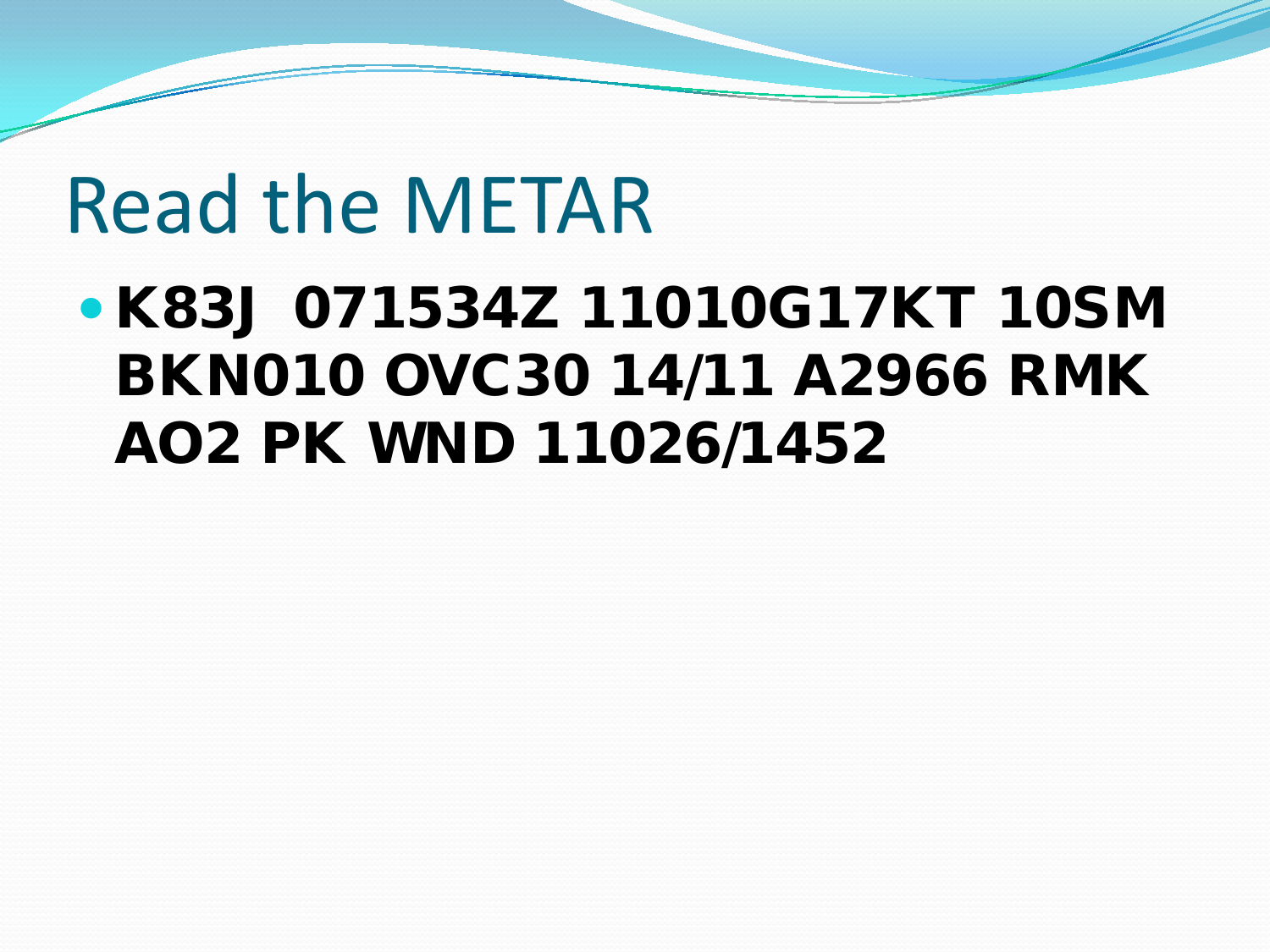# Read the METAR

- **K83J 071534Z 11010G17KT 10SM BKN010 OVC30 14/11 A2966 RMK AO2 PK WND 11026/1452**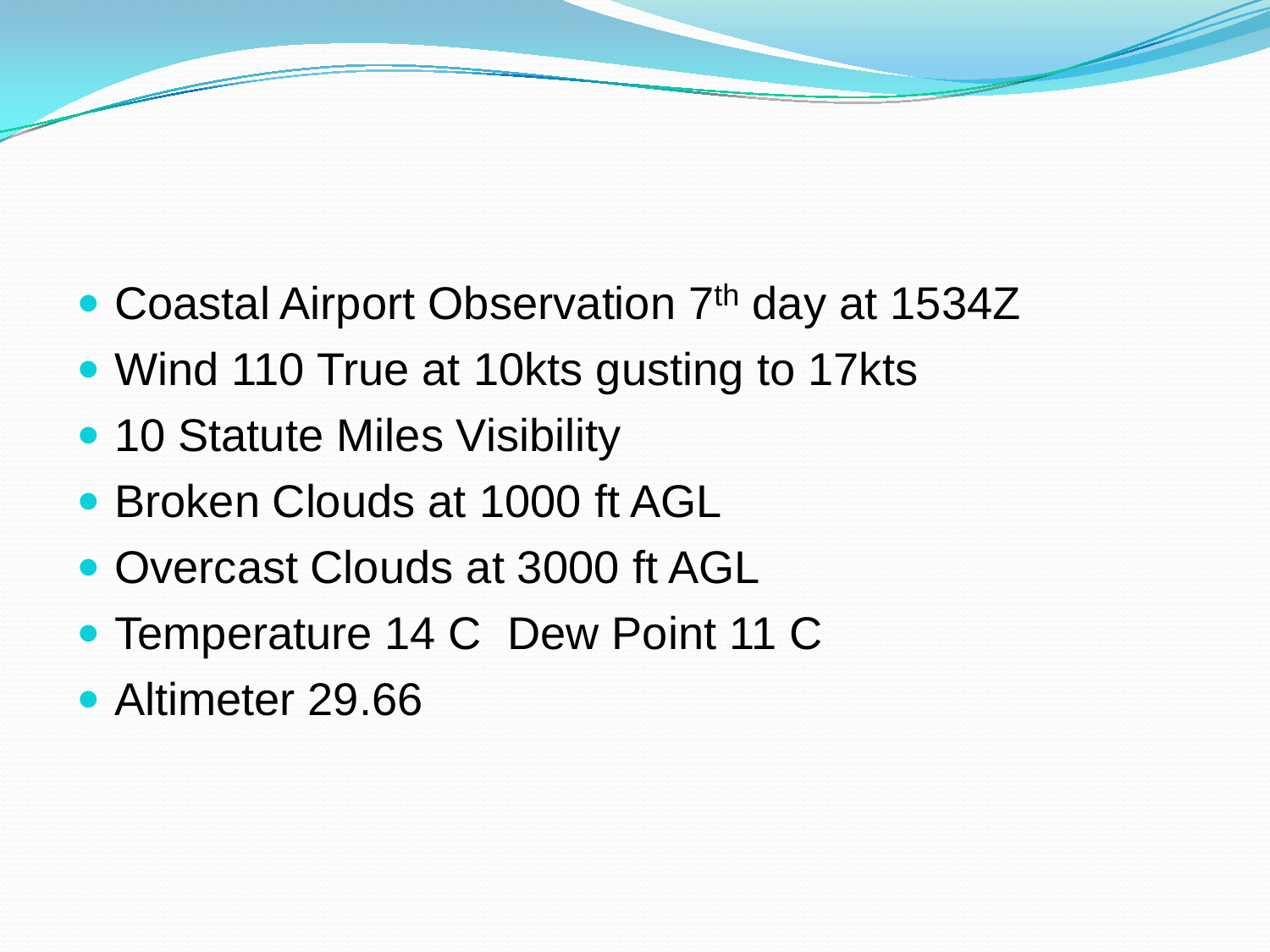- Coastal Airport Observation 7th day at 1534Z
- Wind 110 True at 10kts gusting to 17kts
- 10 Statute Miles Visibility
- Broken Clouds at 1000 ft AGL
- Overcast Clouds at 3000 ft AGL
- Temperature 14 C  Dew Point 11 C
- Altimeter 29.66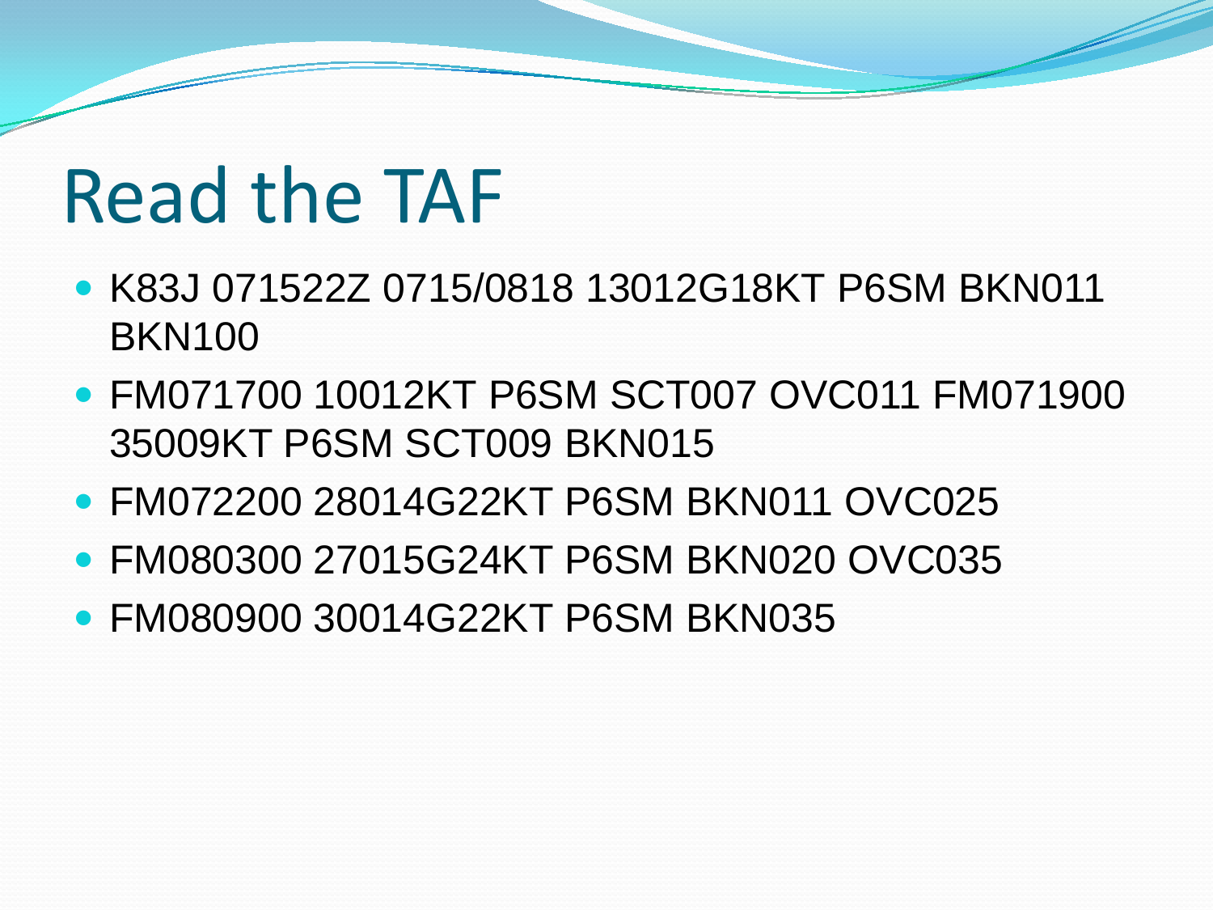# Read the TAF

- K83J 071522Z 0715/0818 13012G18KT P6SM BKN011 BKN100
- FM071700 10012KT P6SM SCT007 OVC011 FM071900 35009KT P6SM SCT009 BKN015
- FM072200 28014G22KT P6SM BKN011 OVC025
- FM080300 27015G24KT P6SM BKN020 OVC035
- FM080900 30014G22KT P6SM BKN035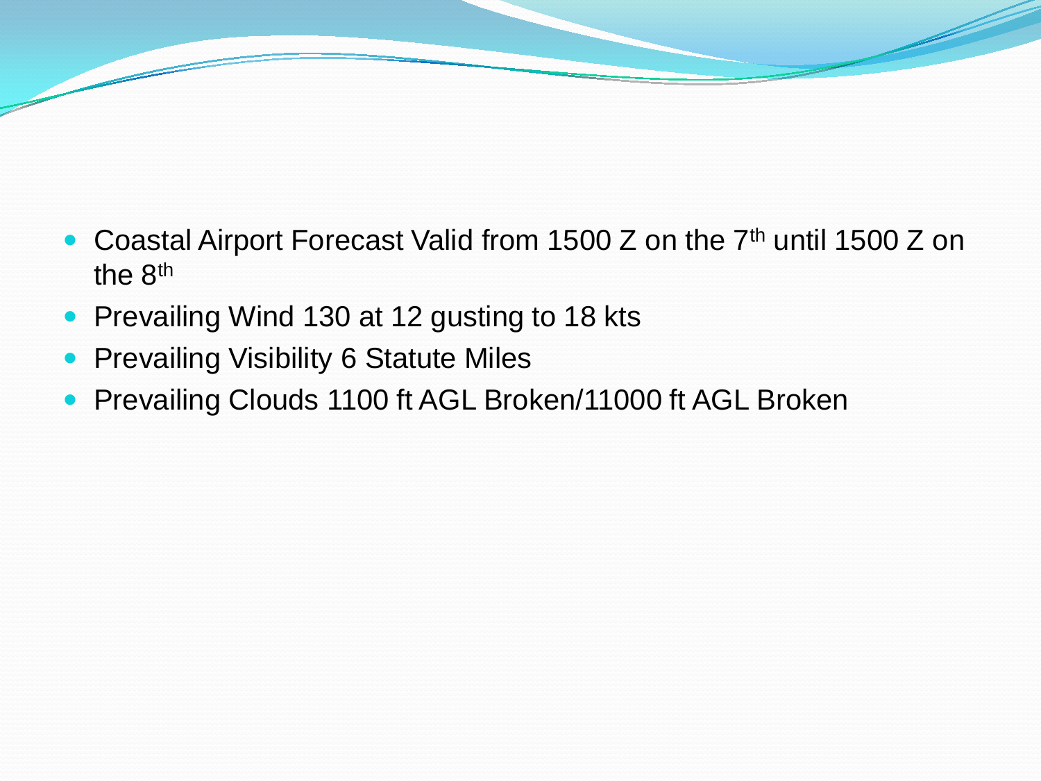- Coastal Airport Forecast Valid from 1500 Z on the 7th until 1500 Z on the 8th
- Prevailing Wind 130 at 12 gusting to 18 kts
- Prevailing Visibility 6 Statute Miles
- Prevailing Clouds 1100 ft AGL Broken/11000 ft AGL Broken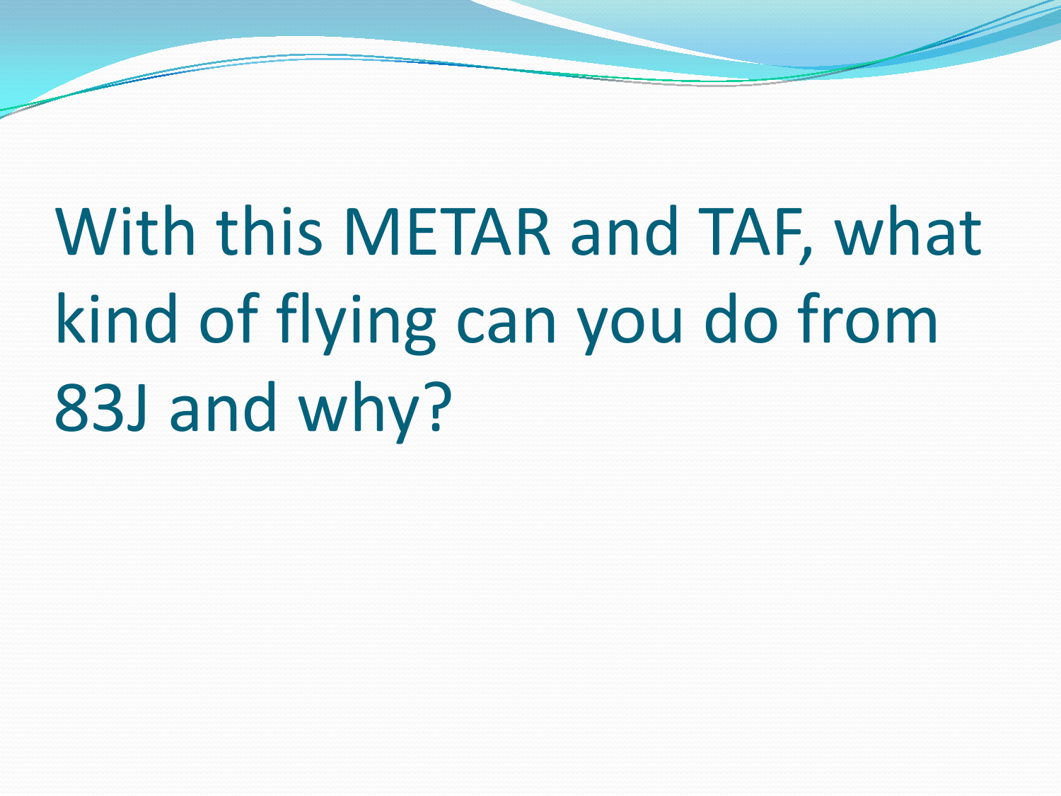# With this METAR and TAF, what kind of flying can you do from 83J and why?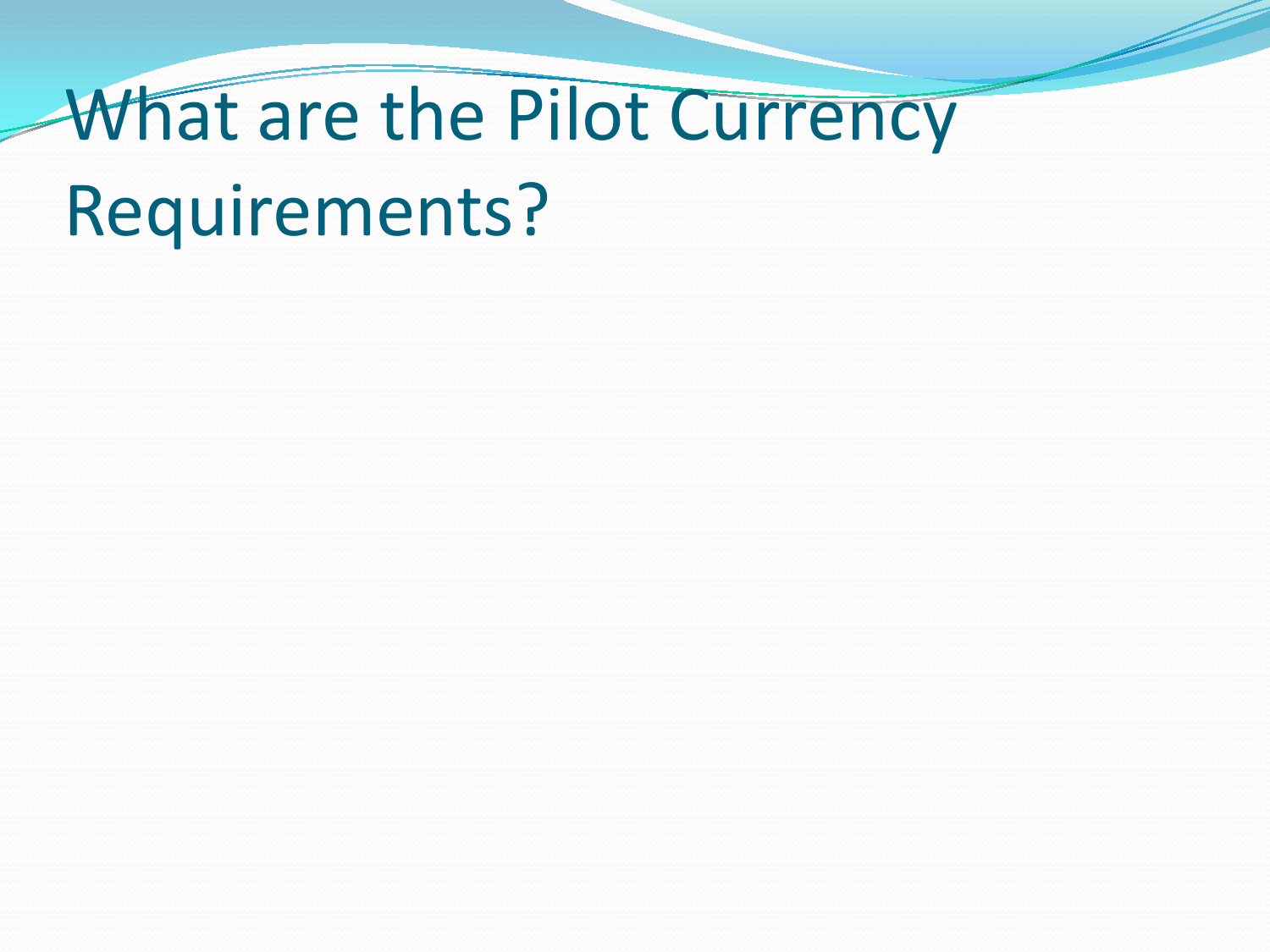# What are the Pilot Currency Requirements?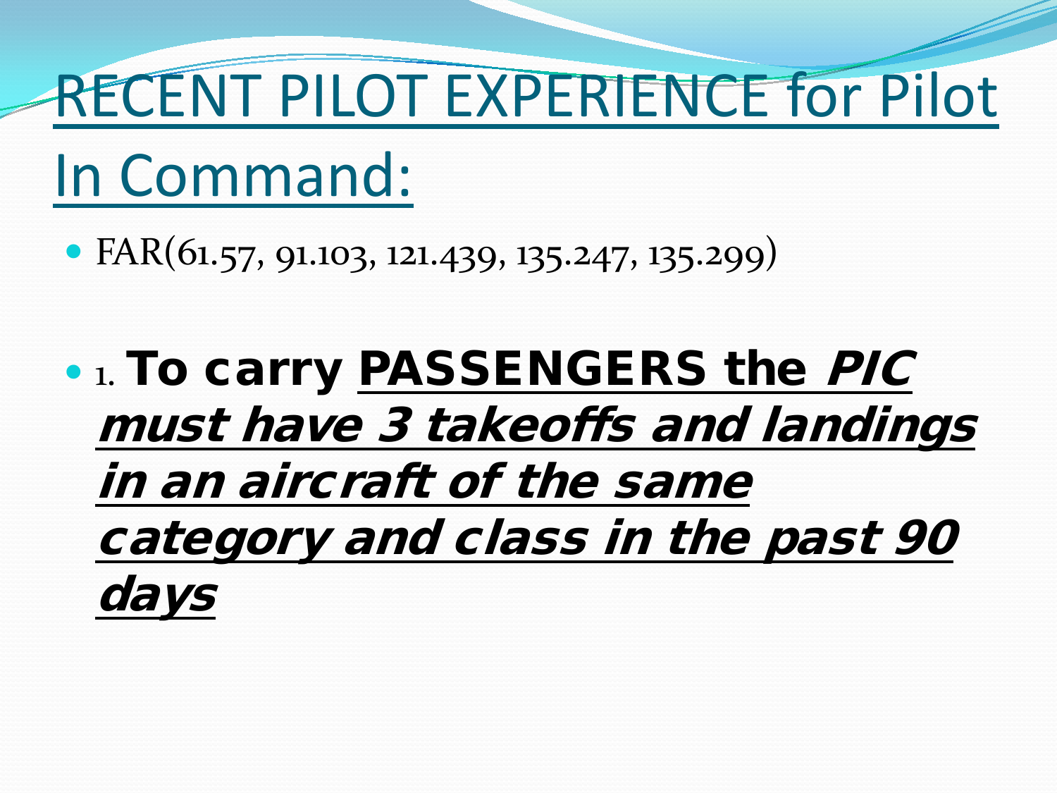# RECENT PILOT EXPERIENCE for Pilot In Command:

- FAR(61.57, 91.103, 121.439, 135.247, 135.299)

- 1. **To carry PASSENGERS the *PIC must have 3 takeoffs and landings in an aircraft of the same category and class in the past 90 days***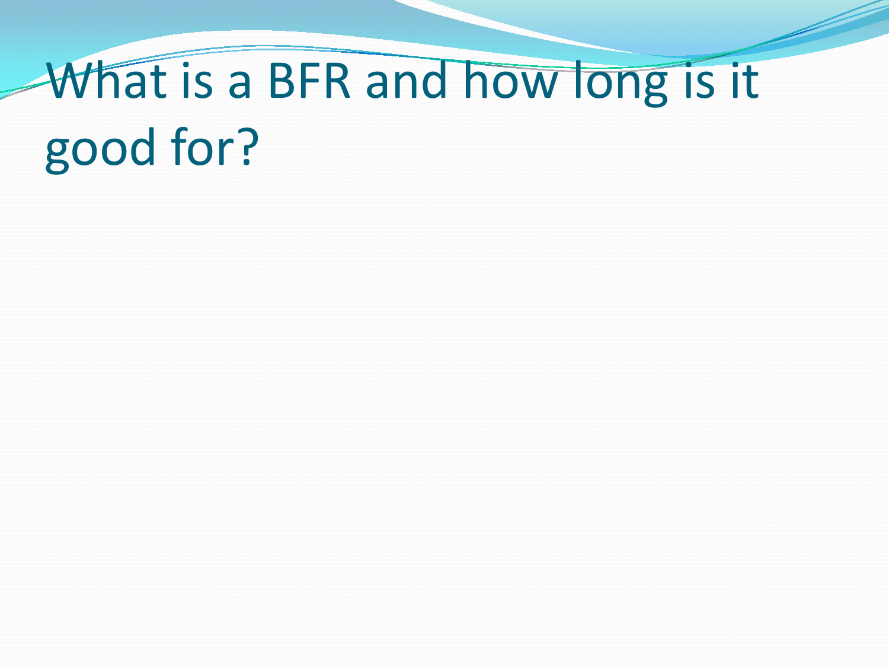# What is a BFR and how long is it good for?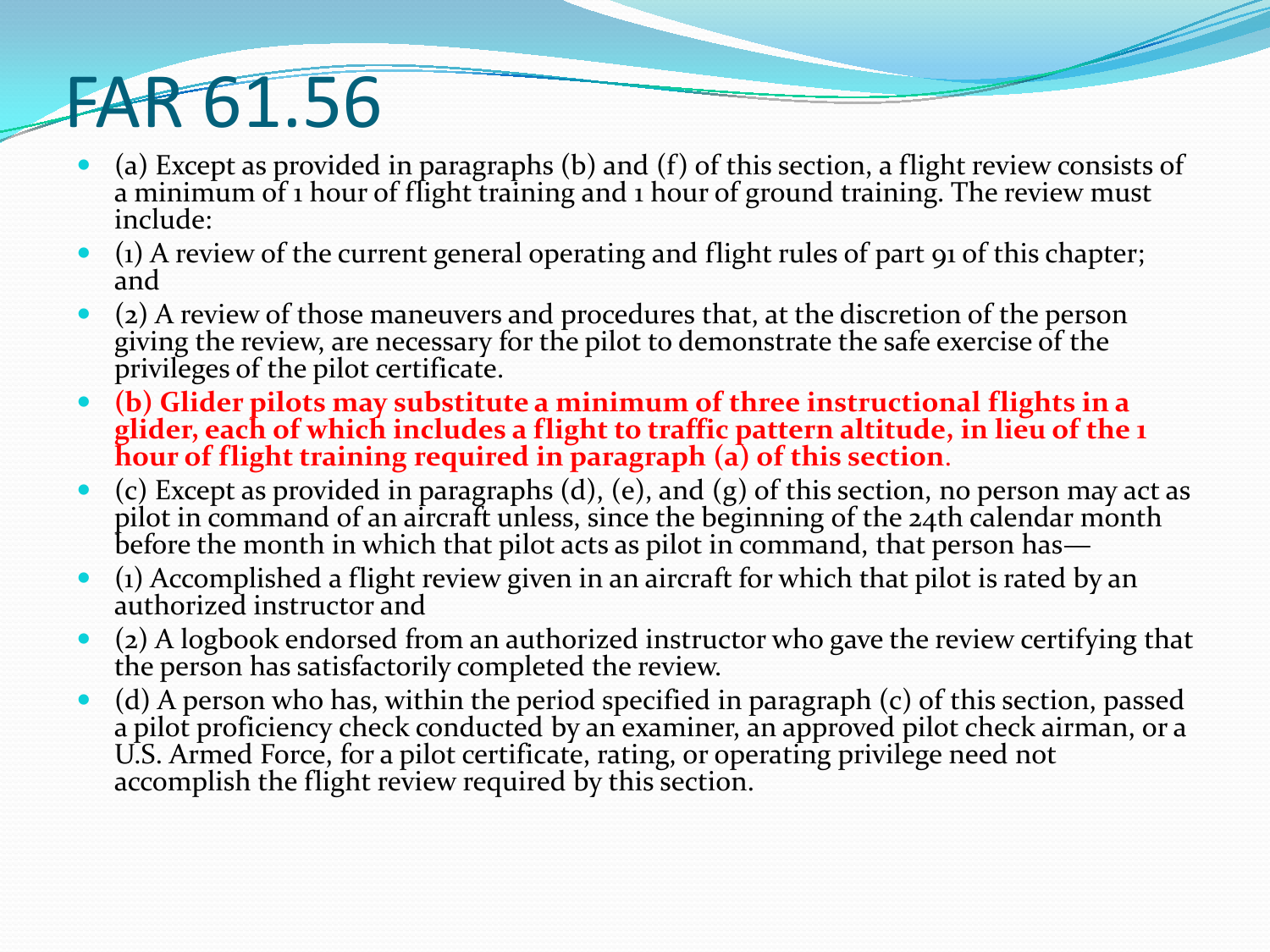# FAR 61.56

- (a) Except as provided in paragraphs (b) and (f) of this section, a flight review consists of a minimum of 1 hour of flight training and 1 hour of ground training. The review must include:
- (1) A review of the current general operating and flight rules of part 91 of this chapter; and
- (2) A review of those maneuvers and procedures that, at the discretion of the person giving the review, are necessary for the pilot to demonstrate the safe exercise of the privileges of the pilot certificate.
- **(b) Glider pilots may substitute a minimum of three instructional flights in a glider, each of which includes a flight to traffic pattern altitude, in lieu of the 1 hour of flight training required in paragraph (a) of this section**.
- (c) Except as provided in paragraphs (d), (e), and (g) of this section, no person may act as pilot in command of an aircraft unless, since the beginning of the 24th calendar month before the month in which that pilot acts as pilot in command, that person has—
- (1) Accomplished a flight review given in an aircraft for which that pilot is rated by an authorized instructor and
- (2) A logbook endorsed from an authorized instructor who gave the review certifying that the person has satisfactorily completed the review.
- (d) A person who has, within the period specified in paragraph (c) of this section, passed a pilot proficiency check conducted by an examiner, an approved pilot check airman, or a U.S. Armed Force, for a pilot certificate, rating, or operating privilege need not accomplish the flight review required by this section.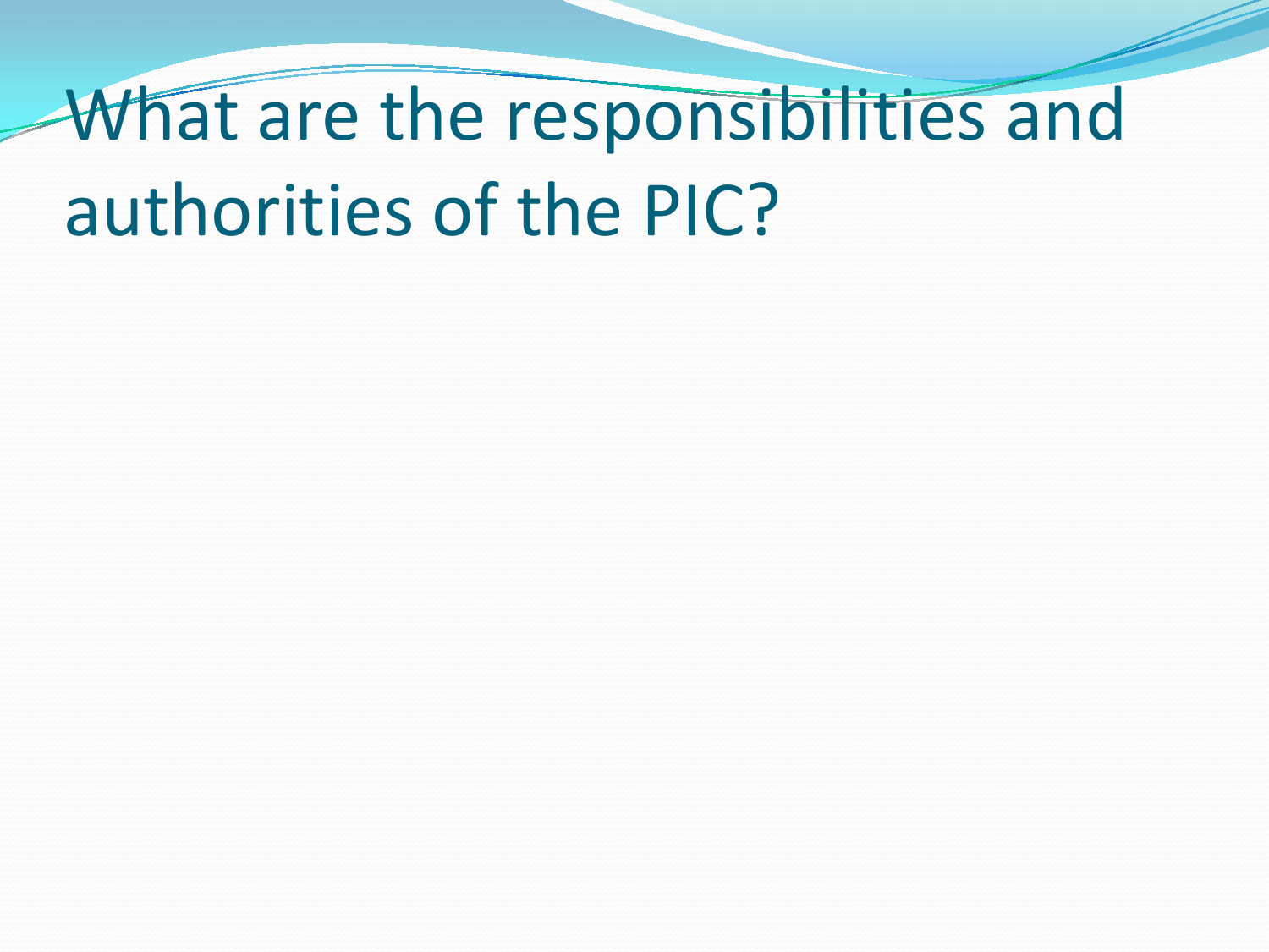# What are the responsibilities and authorities of the PIC?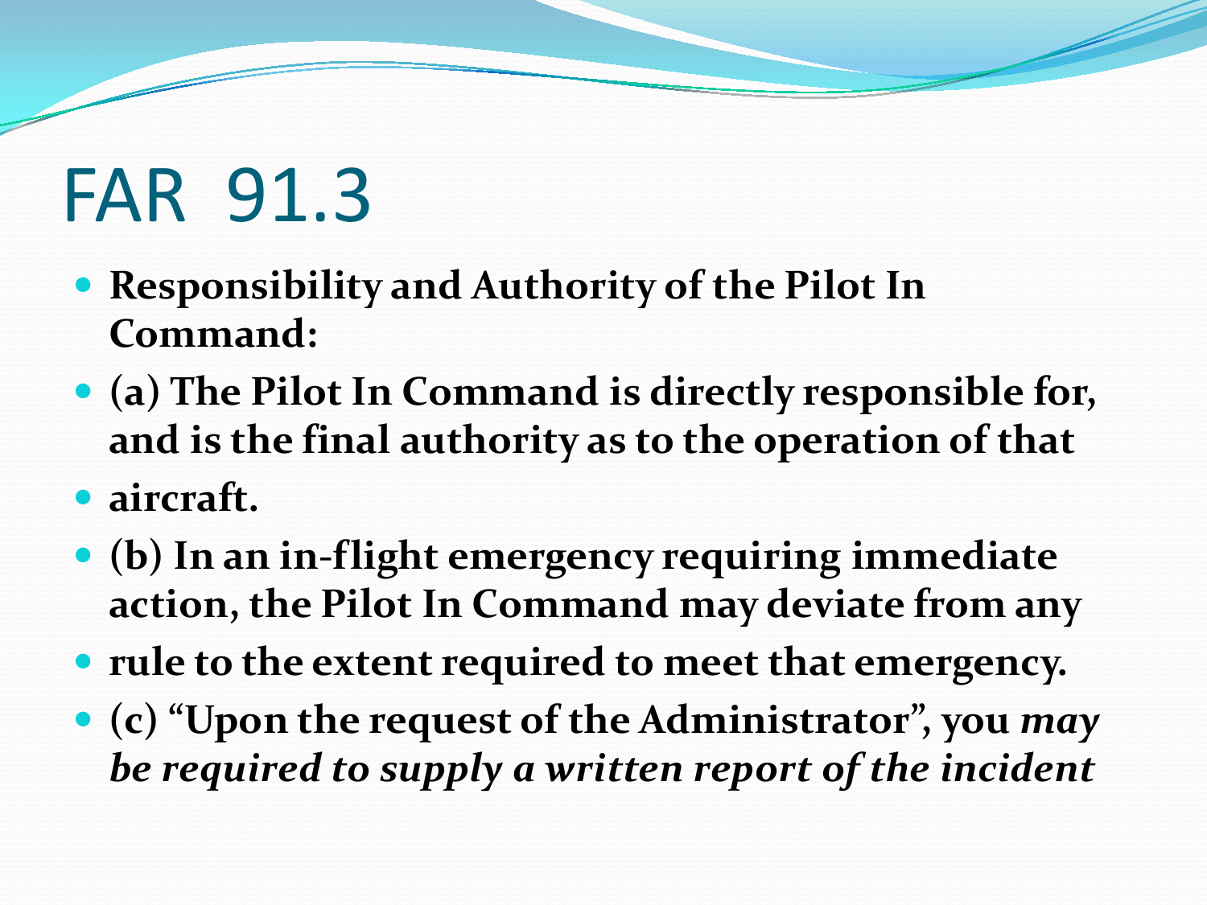# FAR 91.3

- **Responsibility and Authority of the Pilot In Command:**
- **(a) The Pilot In Command is directly responsible for, and is the final authority as to the operation of that**
- **aircraft.**
- **(b) In an in-flight emergency requiring immediate action, the Pilot In Command may deviate from any**
- **rule to the extent required to meet that emergency.**
- **(c) "Upon the request of the Administrator", you *may be required to supply a written report of the incident***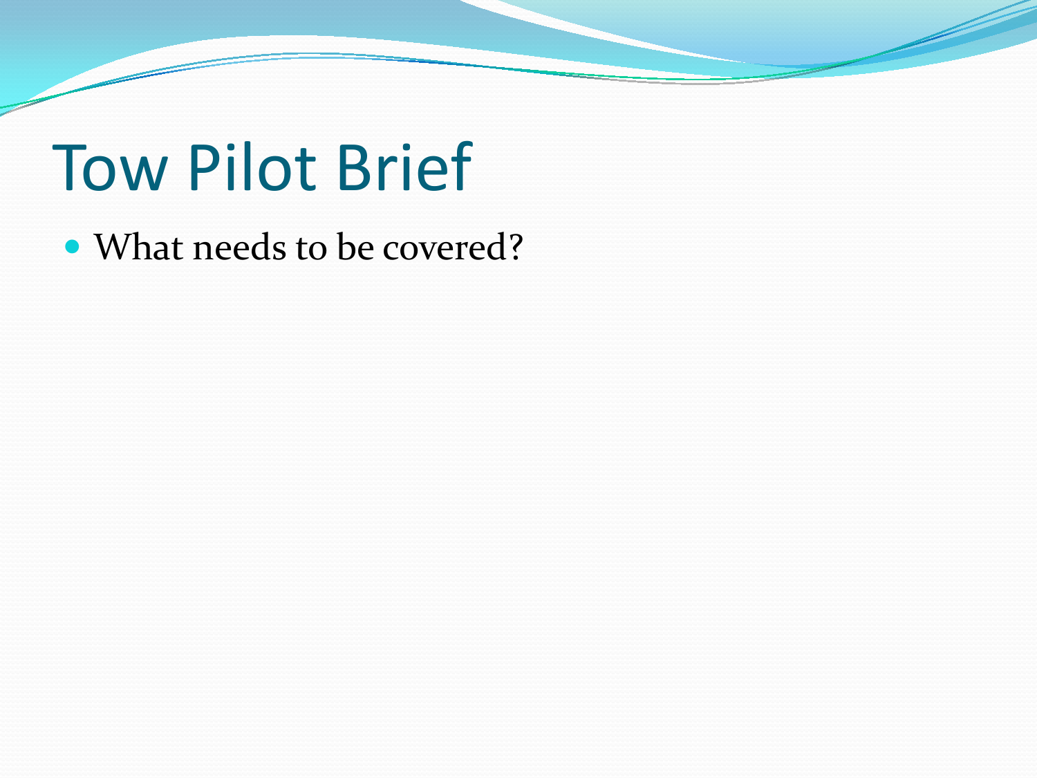# Tow Pilot Brief

- What needs to be covered?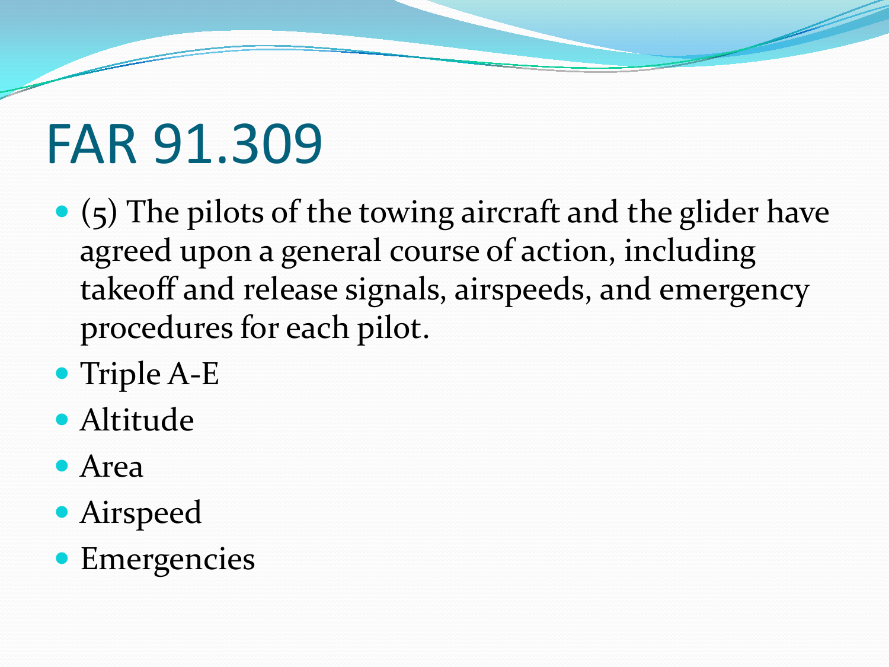# FAR 91.309

- (5) The pilots of the towing aircraft and the glider have agreed upon a general course of action, including takeoff and release signals, airspeeds, and emergency procedures for each pilot.
- Triple A-E
- Altitude
- Area
- Airspeed
- Emergencies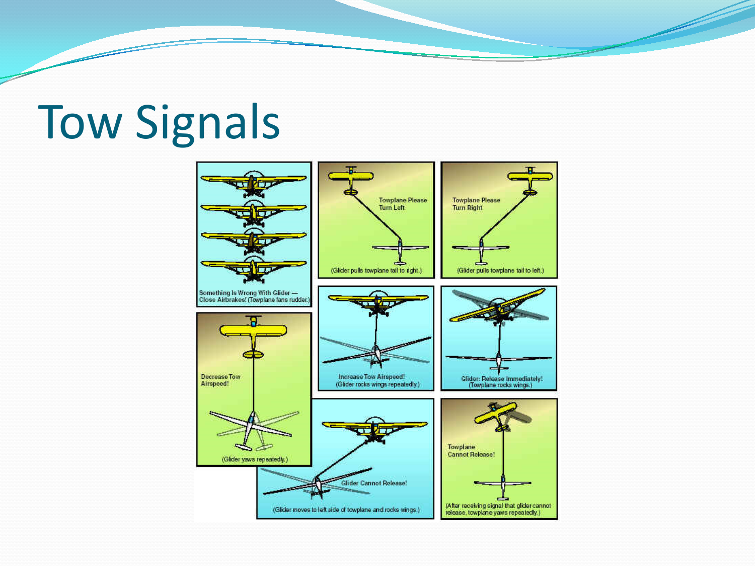# Tow Signals

Something Is Wrong With Glider — Close Airbrakes! (Towplane fans rudder.)

Towplane Please Turn Left

(Glider pulls towplane tail to right.)

Towplane Please Turn Right

(Glider pulls towplane tail to left.)

Decrease Tow Airspeed!

(Glider yaws repeatedly.)

Increase Tow Airspeed!
(Glider rocks wings repeatedly.)

Glider: Release Immediately!
(Towplane rocks wings.)

Glider Cannot Release!

(Glider moves to left side of towplane and rocks wings.)

Towplane Cannot Release!

(After receiving signal that glider cannot release, towplane yaws repeatedly.)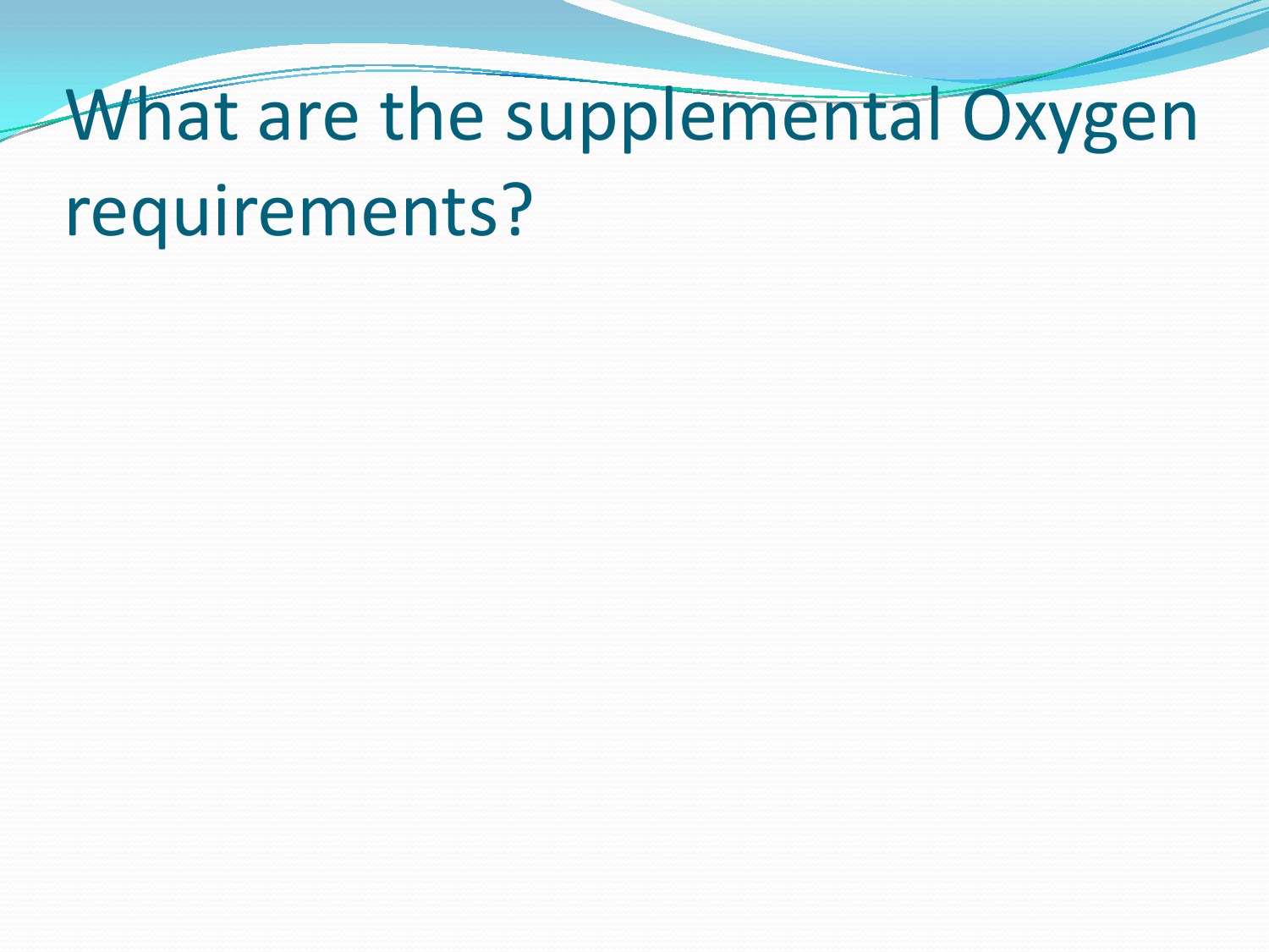# What are the supplemental Oxygen requirements?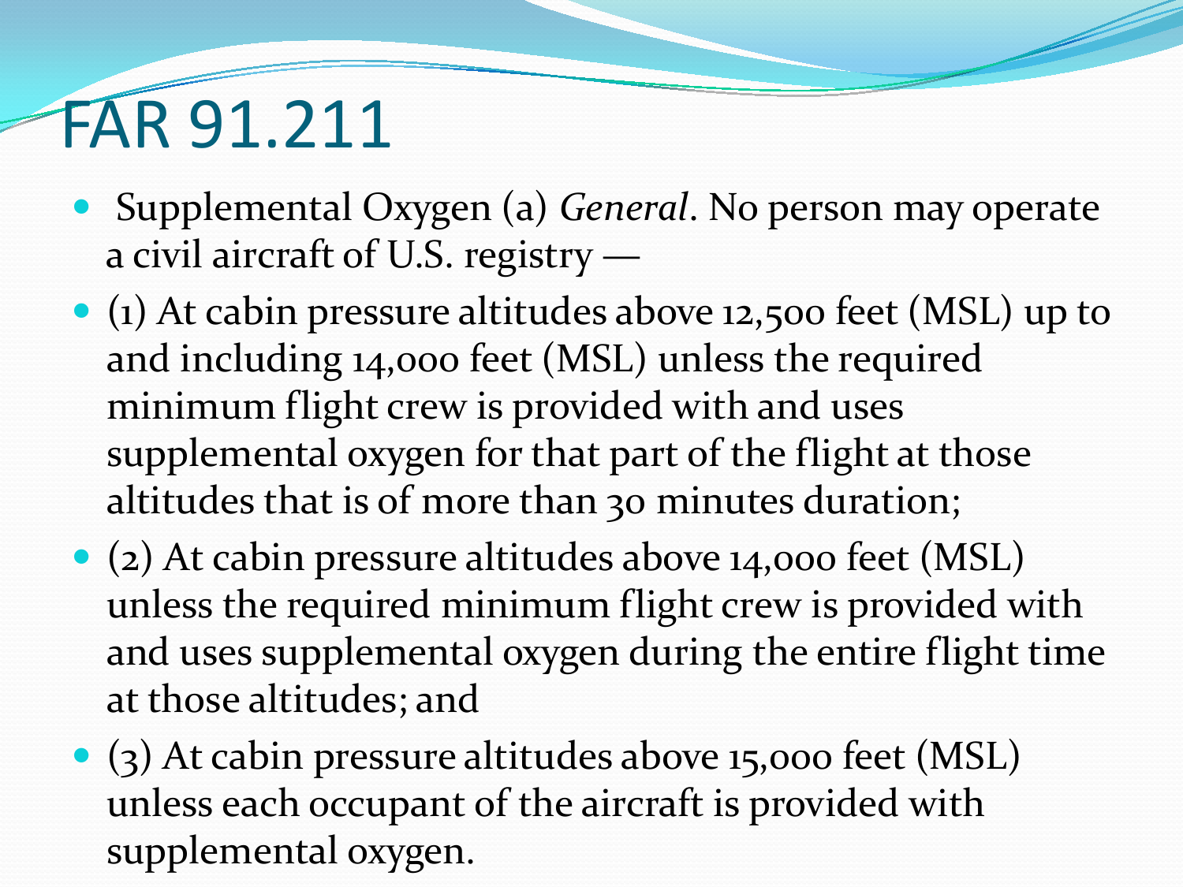# FAR 91.211

- Supplemental Oxygen (a) *General*. No person may operate a civil aircraft of U.S. registry —
- (1) At cabin pressure altitudes above 12,500 feet (MSL) up to and including 14,000 feet (MSL) unless the required minimum flight crew is provided with and uses supplemental oxygen for that part of the flight at those altitudes that is of more than 30 minutes duration;
- (2) At cabin pressure altitudes above 14,000 feet (MSL) unless the required minimum flight crew is provided with and uses supplemental oxygen during the entire flight time at those altitudes; and
- (3) At cabin pressure altitudes above 15,000 feet (MSL) unless each occupant of the aircraft is provided with supplemental oxygen.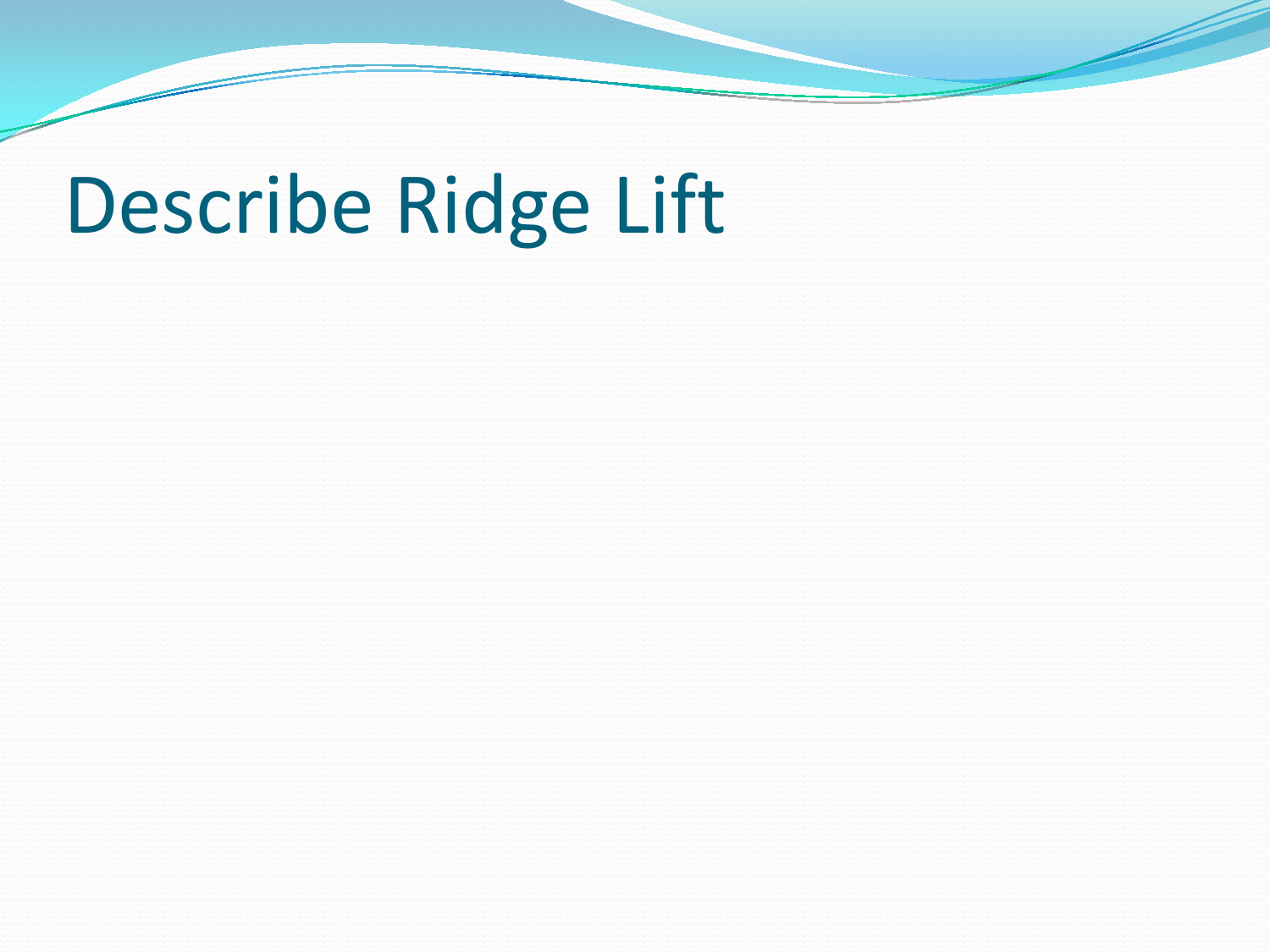# Describe Ridge Lift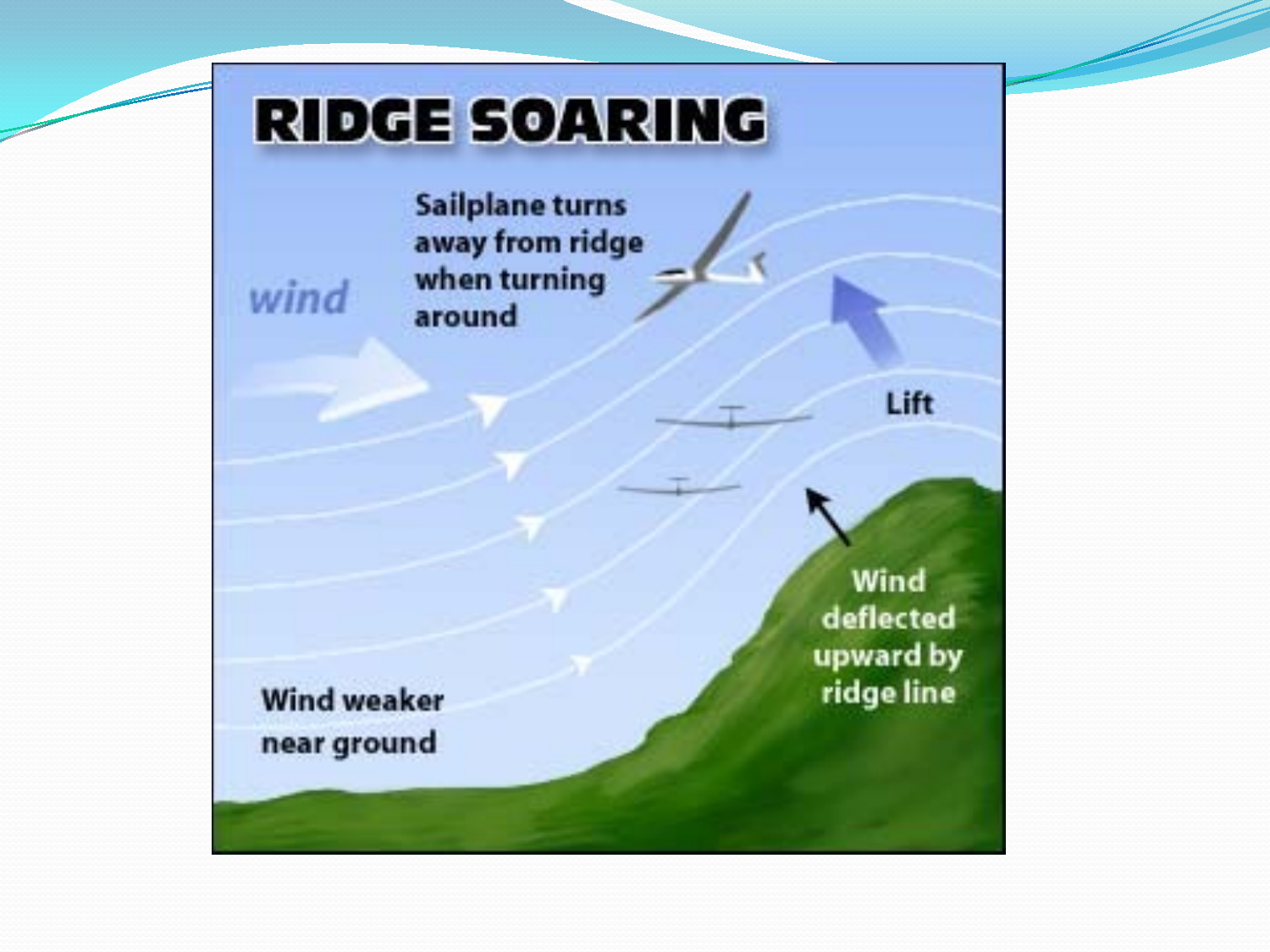# RIDGE SOARING

*wind*

Sailplane turns away from ridge when turning around

Lift

Wind deflected upward by ridge line

Wind weaker near ground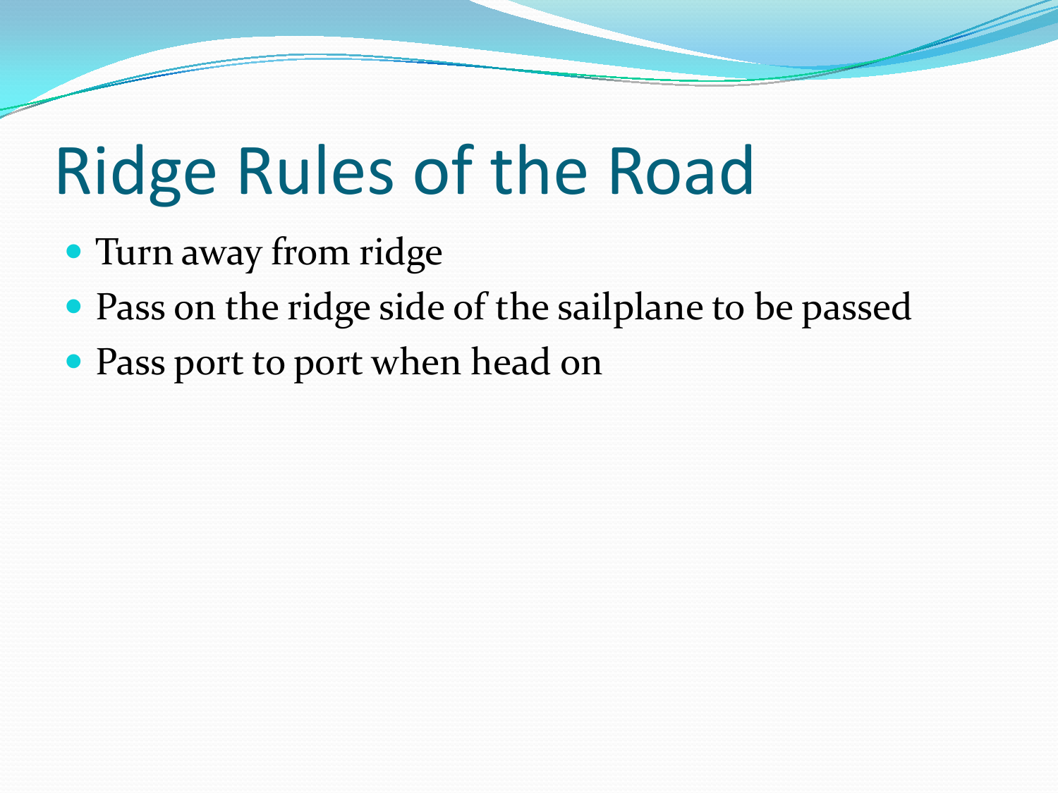# Ridge Rules of the Road

- Turn away from ridge
- Pass on the ridge side of the sailplane to be passed
- Pass port to port when head on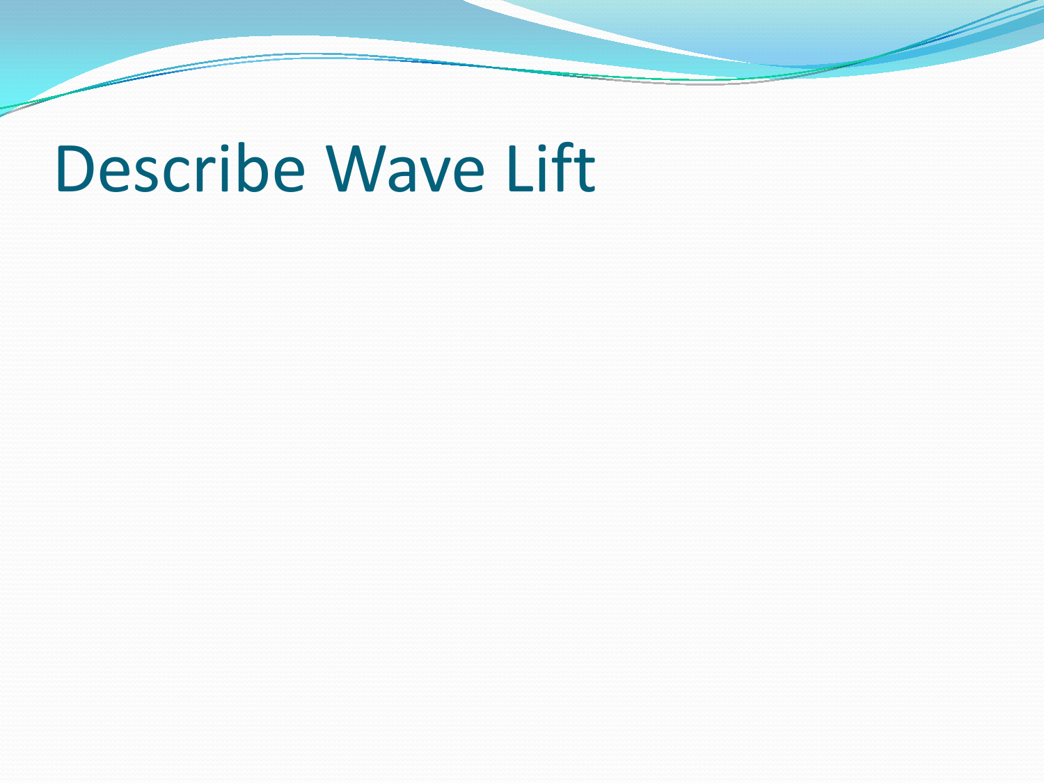# Describe Wave Lift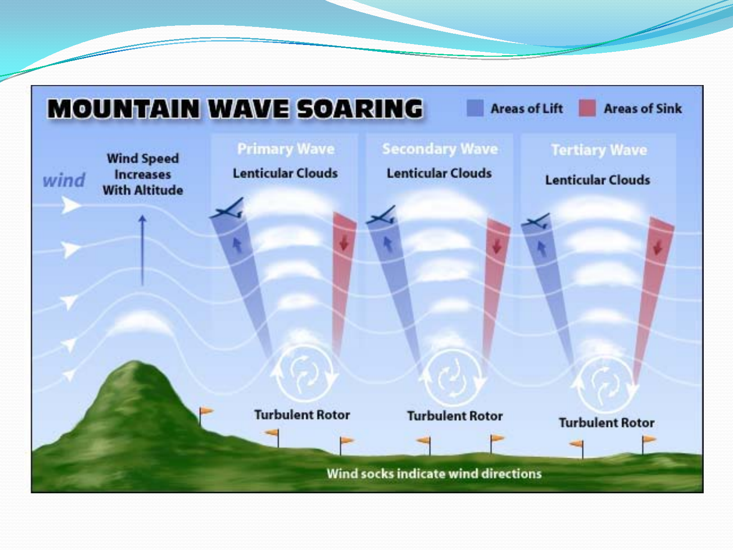# MOUNTAIN WAVE SOARING

Areas of Lift | Areas of Sink

wind

Wind Speed Increases With Altitude

Primary Wave

Lenticular Clouds

Secondary Wave

Lenticular Clouds

Tertiary Wave

Lenticular Clouds

Turbulent Rotor

Turbulent Rotor

Turbulent Rotor

Wind socks indicate wind directions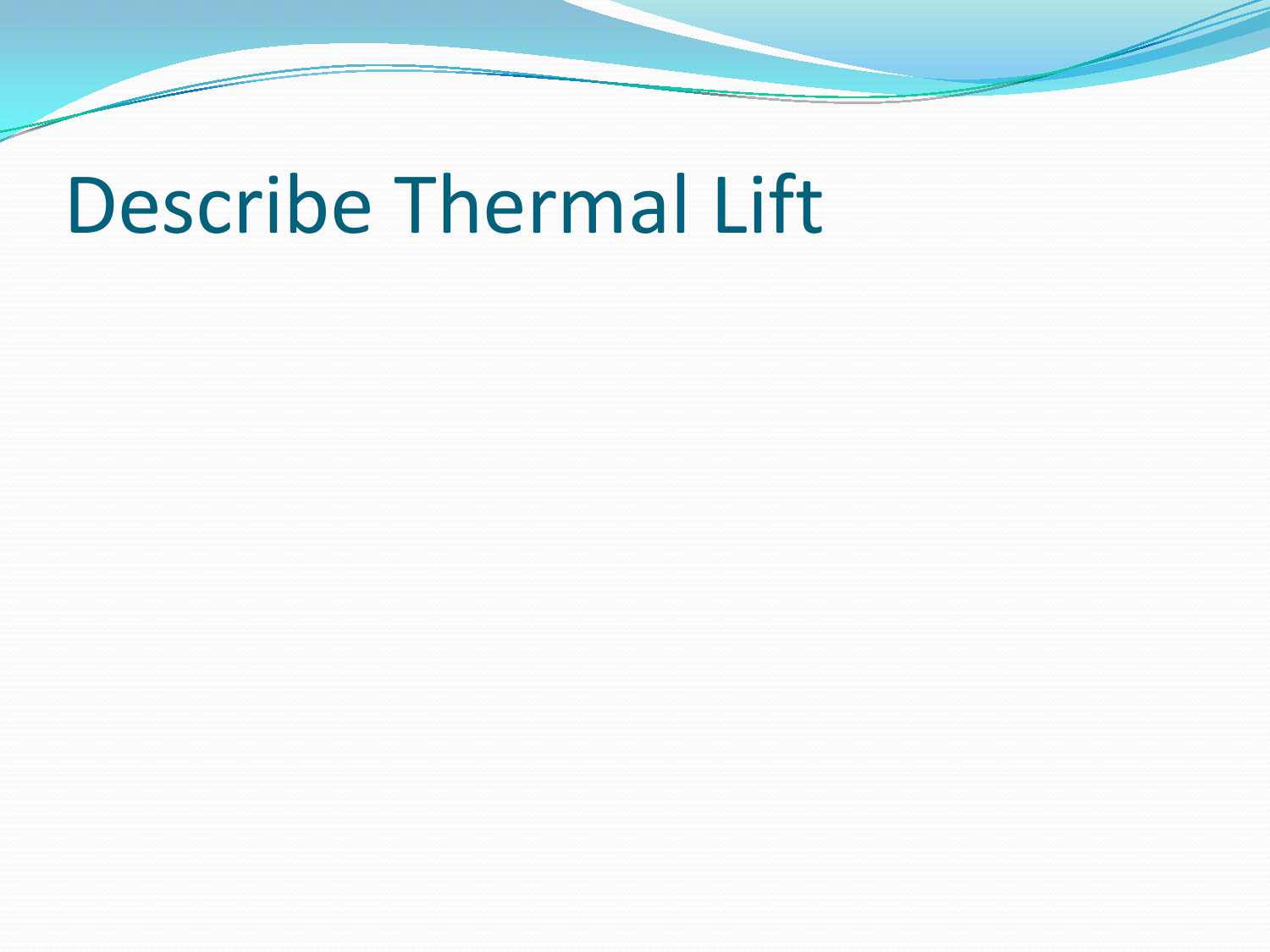# Describe Thermal Lift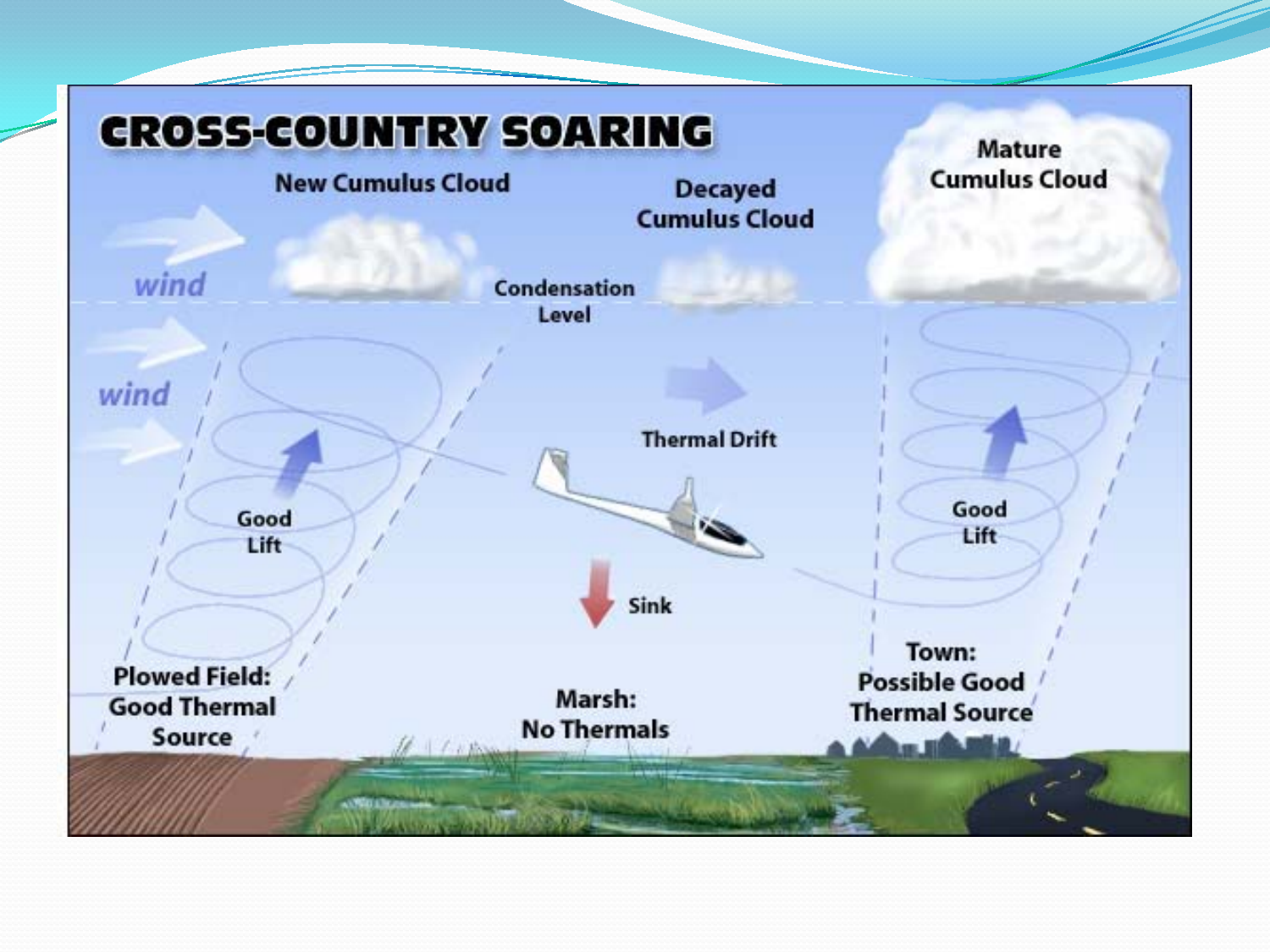# CROSS-COUNTRY SOARING

New Cumulus Cloud

Decayed Cumulus Cloud

Mature Cumulus Cloud

wind

wind

Condensation Level

Thermal Drift

Good Lift

Good Lift

Sink

Plowed Field: Good Thermal Source

Marsh: No Thermals

Town: Possible Good Thermal Source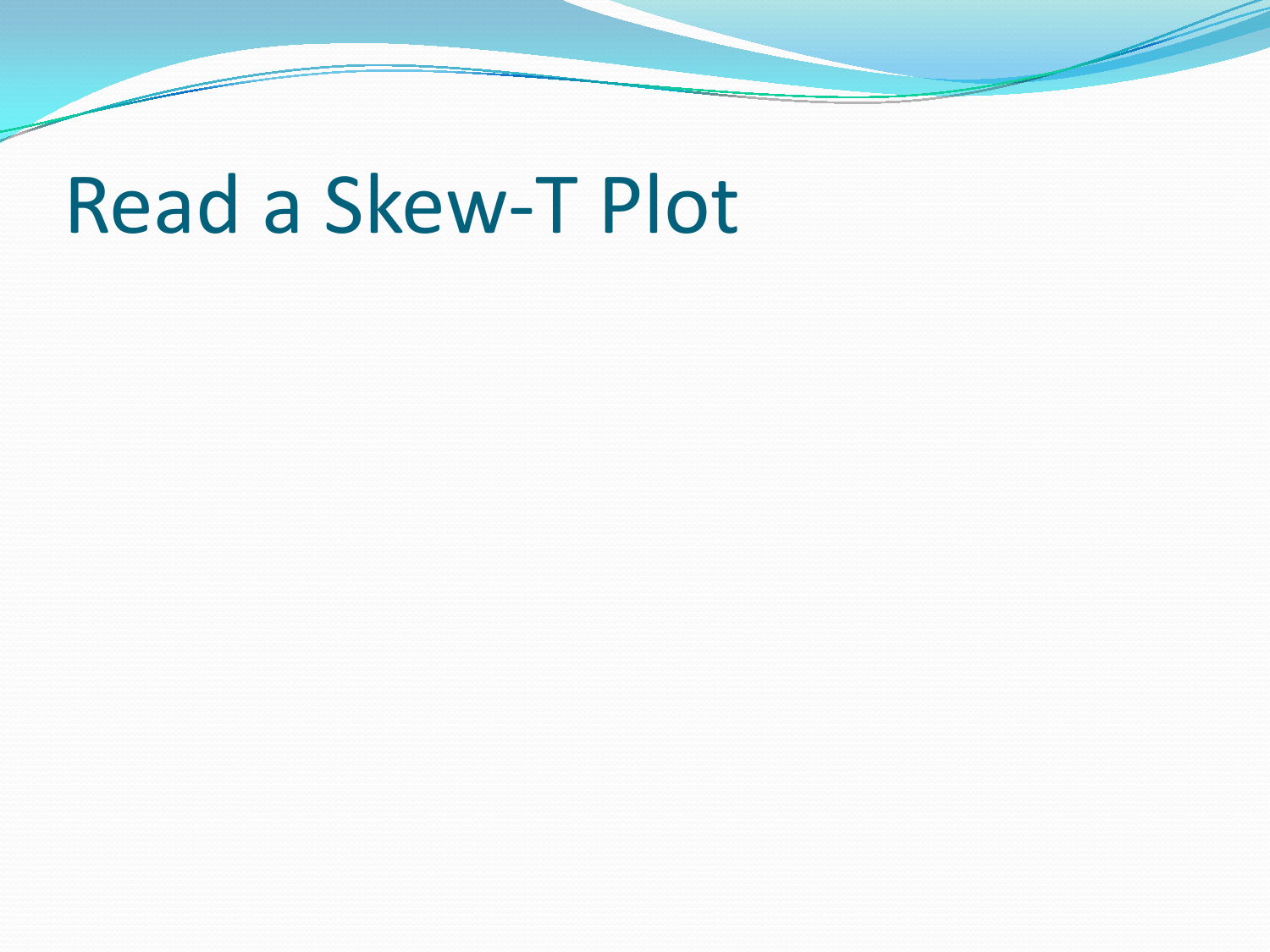# Read a Skew-T Plot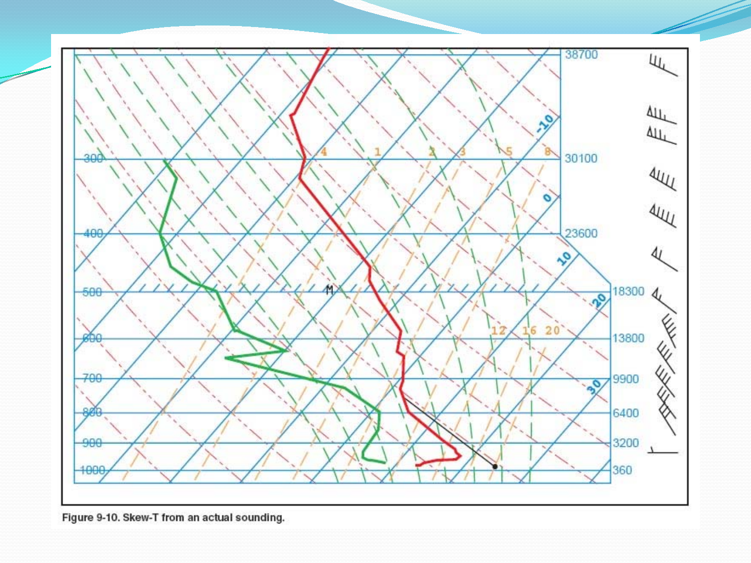Figure 9-10. Skew-T from an actual sounding.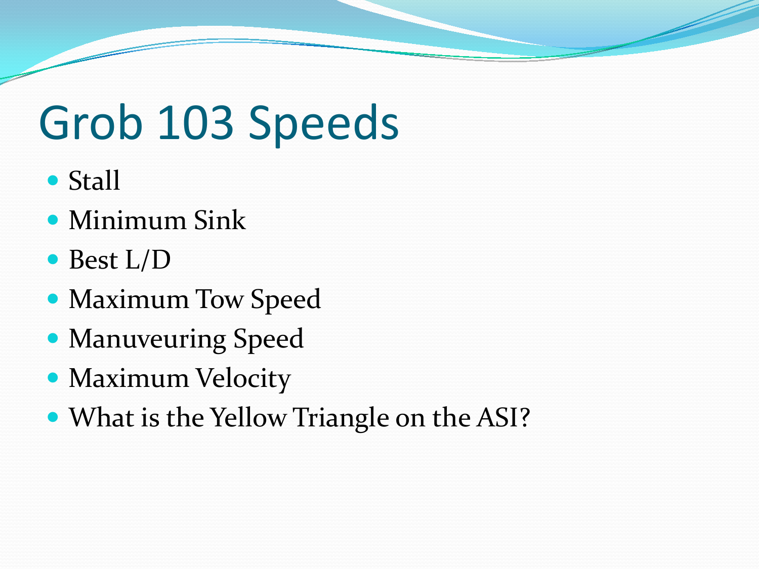# Grob 103 Speeds

- Stall
- Minimum Sink
- Best L/D
- Maximum Tow Speed
- Manuveuring Speed
- Maximum Velocity
- What is the Yellow Triangle on the ASI?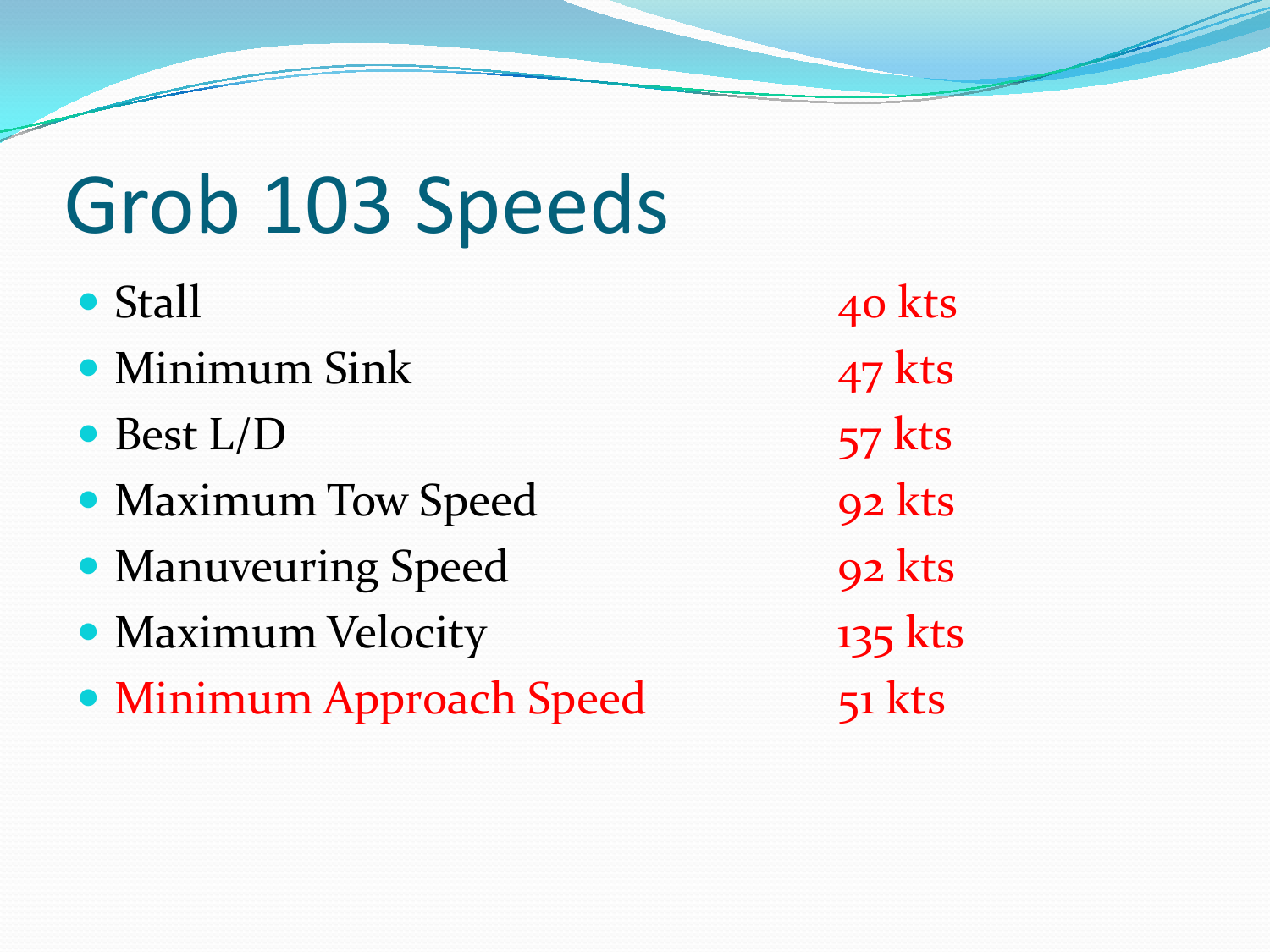# Grob 103 Speeds

| | |
|---|---|
| Stall | 40 kts |
| Minimum Sink | 47 kts |
| Best L/D | 57 kts |
| Maximum Tow Speed | 92 kts |
| Manuveuring Speed | 92 kts |
| Maximum Velocity | 135 kts |
| Minimum Approach Speed | 51 kts |